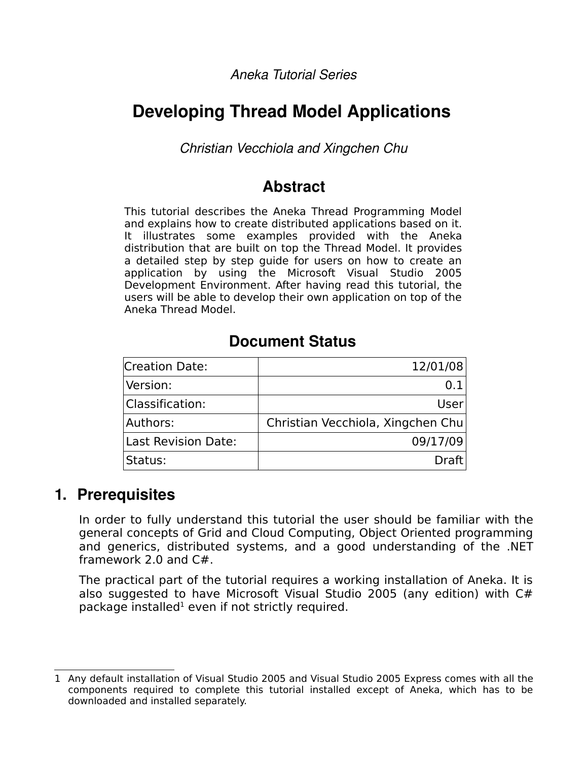*Aneka Tutorial Series*

# Developing Thread Model Applications

*Christian Vecchiola and Xingchen Chu*

## Abstract

This tutorial describes the Aneka Thread Programming Model and explains how to create distributed applications based on it. It illustrates some examples provided with the Aneka distribution that are built on top the Thread Model. It provides a detailed step by step guide for users on how to create an application by using the Microsoft Visual Studio 2005 Development Environment. After having read this tutorial, the users will be able to develop their own application on top of the Aneka Thread Model.

## Document Status

| | |
|---|---|
| Creation Date: | 12/01/08 |
| Version: | 0.1 |
| Classification: | User |
| Authors: | Christian Vecchiola, Xingchen Chu |
| Last Revision Date: | 09/17/09 |
| Status: | Draft |

## 1. Prerequisites

In order to fully understand this tutorial the user should be familiar with the general concepts of Grid and Cloud Computing, Object Oriented programming and generics, distributed systems, and a good understanding of the .NET framework 2.0 and C#.

The practical part of the tutorial requires a working installation of Aneka. It is also suggested to have Microsoft Visual Studio 2005 (any edition) with C# package installed[1] even if not strictly required.

---

1 Any default installation of Visual Studio 2005 and Visual Studio 2005 Express comes with all the components required to complete this tutorial installed except of Aneka, which has to be downloaded and installed separately.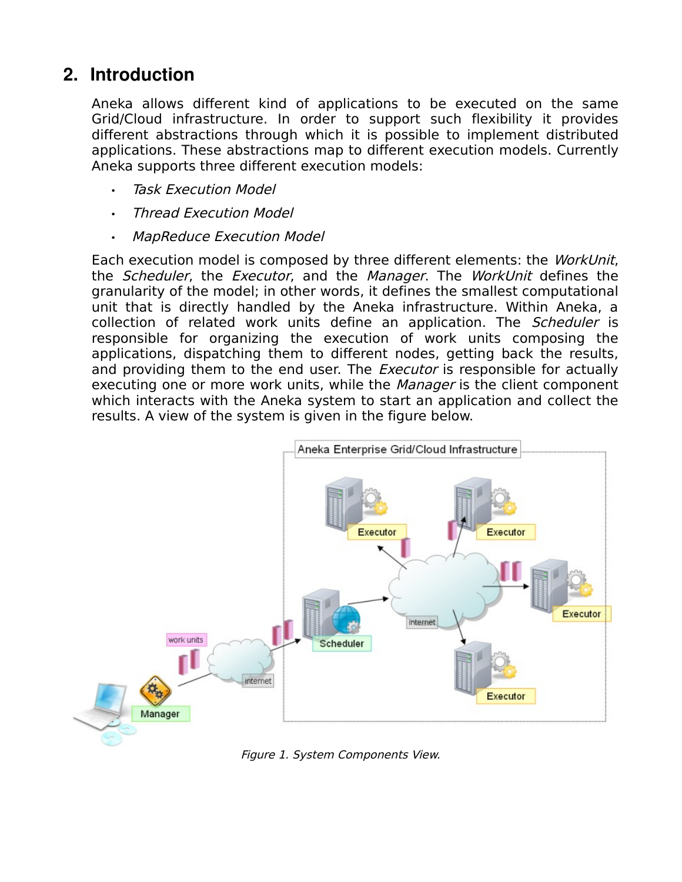## 2. Introduction

Aneka allows different kind of applications to be executed on the same Grid/Cloud infrastructure. In order to support such flexibility it provides different abstractions through which it is possible to implement distributed applications. These abstractions map to different execution models. Currently Aneka supports three different execution models:

- *Task Execution Model*
- *Thread Execution Model*
- *MapReduce Execution Model*

Each execution model is composed by three different elements: the *WorkUnit*, the *Scheduler*, the *Executor*, and the *Manager*. The *WorkUnit* defines the granularity of the model; in other words, it defines the smallest computational unit that is directly handled by the Aneka infrastructure. Within Aneka, a collection of related work units define an application. The *Scheduler* is responsible for organizing the execution of work units composing the applications, dispatching them to different nodes, getting back the results, and providing them to the end user. The *Executor* is responsible for actually executing one or more work units, while the *Manager* is the client component which interacts with the Aneka system to start an application and collect the results. A view of the system is given in the figure below.

*Figure 1. System Components View.*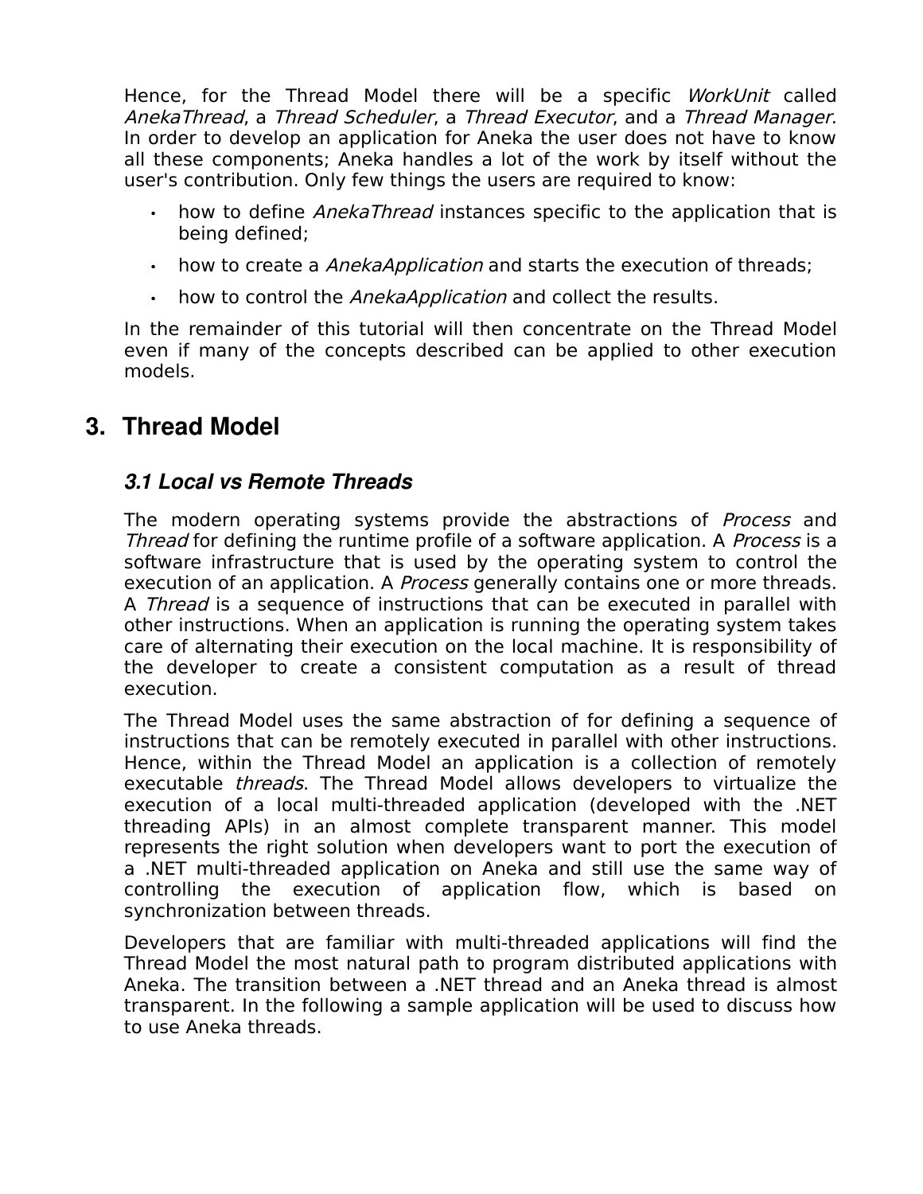Hence, for the Thread Model there will be a specific *WorkUnit* called *AnekaThread*, a *Thread Scheduler*, a *Thread Executor*, and a *Thread Manager*. In order to develop an application for Aneka the user does not have to know all these components; Aneka handles a lot of the work by itself without the user's contribution. Only few things the users are required to know:

- how to define *AnekaThread* instances specific to the application that is being defined;
- how to create a *AnekaApplication* and starts the execution of threads;
- how to control the *AnekaApplication* and collect the results.

In the remainder of this tutorial will then concentrate on the Thread Model even if many of the concepts described can be applied to other execution models.

# 3. Thread Model

## *3.1 Local vs Remote Threads*

The modern operating systems provide the abstractions of *Process* and *Thread* for defining the runtime profile of a software application. A *Process* is a software infrastructure that is used by the operating system to control the execution of an application. A *Process* generally contains one or more threads. A *Thread* is a sequence of instructions that can be executed in parallel with other instructions. When an application is running the operating system takes care of alternating their execution on the local machine. It is responsibility of the developer to create a consistent computation as a result of thread execution.

The Thread Model uses the same abstraction of for defining a sequence of instructions that can be remotely executed in parallel with other instructions. Hence, within the Thread Model an application is a collection of remotely executable *threads*. The Thread Model allows developers to virtualize the execution of a local multi-threaded application (developed with the .NET threading APIs) in an almost complete transparent manner. This model represents the right solution when developers want to port the execution of a .NET multi-threaded application on Aneka and still use the same way of controlling the execution of application flow, which is based on synchronization between threads.

Developers that are familiar with multi-threaded applications will find the Thread Model the most natural path to program distributed applications with Aneka. The transition between a .NET thread and an Aneka thread is almost transparent. In the following a sample application will be used to discuss how to use Aneka threads.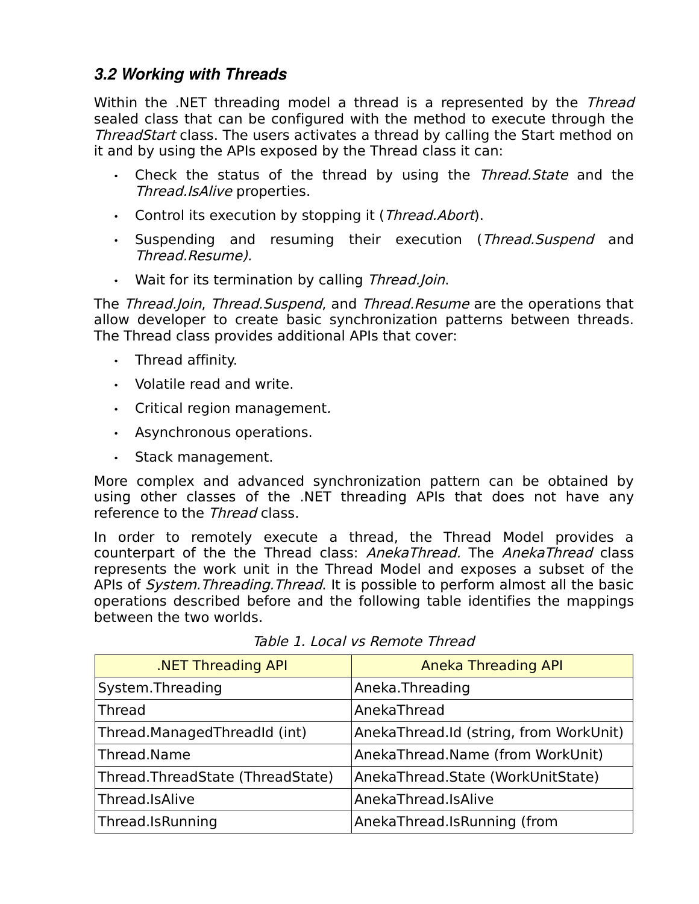### *3.2 Working with Threads*

Within the .NET threading model a thread is a represented by the *Thread* sealed class that can be configured with the method to execute through the *ThreadStart* class. The users activates a thread by calling the Start method on it and by using the APIs exposed by the Thread class it can:

- Check the status of the thread by using the *Thread.State* and the *Thread.IsAlive* properties.
- Control its execution by stopping it (*Thread.Abort*).
- Suspending and resuming their execution (*Thread.Suspend* and *Thread.Resume).*
- Wait for its termination by calling *Thread.Join*.

The *Thread.Join*, *Thread.Suspend*, and *Thread.Resume* are the operations that allow developer to create basic synchronization patterns between threads. The Thread class provides additional APIs that cover:

- Thread affinity.
- Volatile read and write.
- Critical region management.
- Asynchronous operations.
- Stack management.

More complex and advanced synchronization pattern can be obtained by using other classes of the .NET threading APIs that does not have any reference to the *Thread* class.

In order to remotely execute a thread, the Thread Model provides a counterpart of the the Thread class: *AnekaThread.* The *AnekaThread* class represents the work unit in the Thread Model and exposes a subset of the APIs of *System.Threading.Thread*. It is possible to perform almost all the basic operations described before and the following table identifies the mappings between the two worlds.

*Table 1. Local vs Remote Thread*

| .NET Threading API | Aneka Threading API |
|---|---|
| System.Threading | Aneka.Threading |
| Thread | AnekaThread |
| Thread.ManagedThreadId (int) | AnekaThread.Id (string, from WorkUnit) |
| Thread.Name | AnekaThread.Name (from WorkUnit) |
| Thread.ThreadState (ThreadState) | AnekaThread.State (WorkUnitState) |
| Thread.IsAlive | AnekaThread.IsAlive |
| Thread.IsRunning | AnekaThread.IsRunning (from |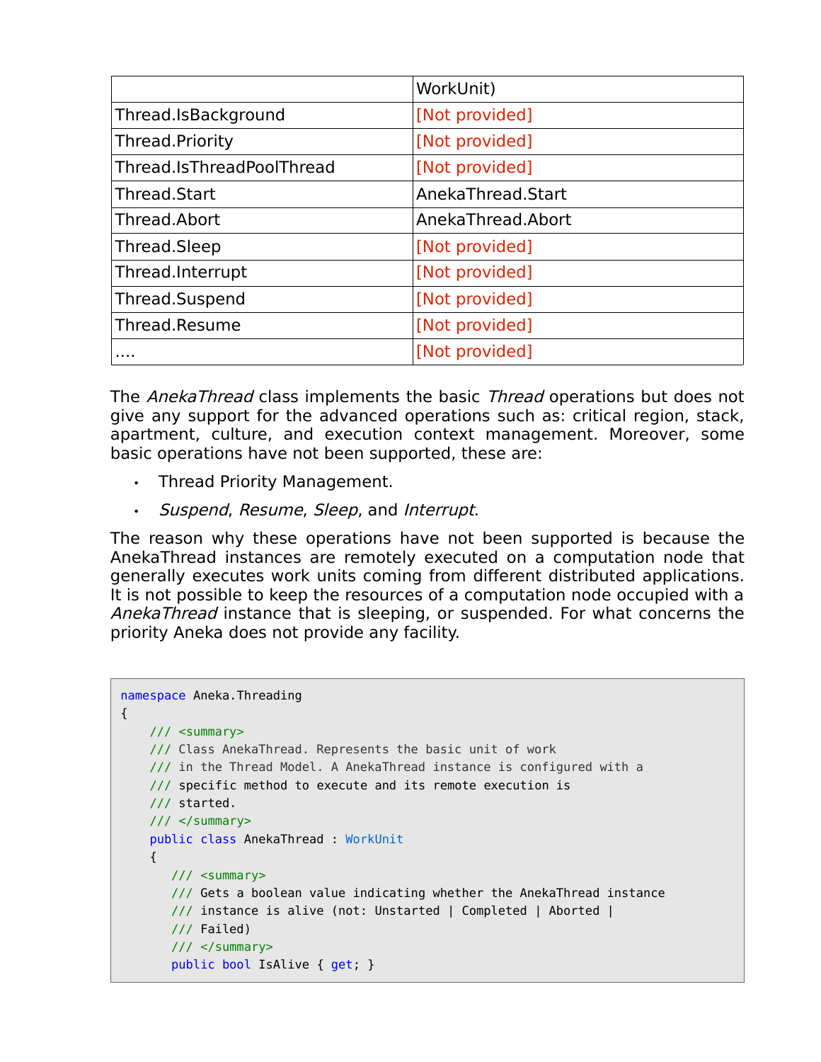| | WorkUnit) |
|---|---|
| Thread.IsBackground | [Not provided] |
| Thread.Priority | [Not provided] |
| Thread.IsThreadPoolThread | [Not provided] |
| Thread.Start | AnekaThread.Start |
| Thread.Abort | AnekaThread.Abort |
| Thread.Sleep | [Not provided] |
| Thread.Interrupt | [Not provided] |
| Thread.Suspend | [Not provided] |
| Thread.Resume | [Not provided] |
| …. | [Not provided] |

The *AnekaThread* class implements the basic *Thread* operations but does not give any support for the advanced operations such as: critical region, stack, apartment, culture, and execution context management. Moreover, some basic operations have not been supported, these are:

- Thread Priority Management.
- *Suspend*, *Resume*, *Sleep*, and *Interrupt*.

The reason why these operations have not been supported is because the AnekaThread instances are remotely executed on a computation node that generally executes work units coming from different distributed applications. It is not possible to keep the resources of a computation node occupied with a *AnekaThread* instance that is sleeping, or suspended. For what concerns the priority Aneka does not provide any facility.

```
namespace Aneka.Threading
{
    /// <summary>
    /// Class AnekaThread. Represents the basic unit of work
    /// in the Thread Model. A AnekaThread instance is configured with a
    /// specific method to execute and its remote execution is
    /// started.
    /// </summary>
    public class AnekaThread : WorkUnit
    {
       /// <summary>
       /// Gets a boolean value indicating whether the AnekaThread instance
       /// instance is alive (not: Unstarted | Completed | Aborted |
       /// Failed)
       /// </summary>
       public bool IsAlive { get; }
```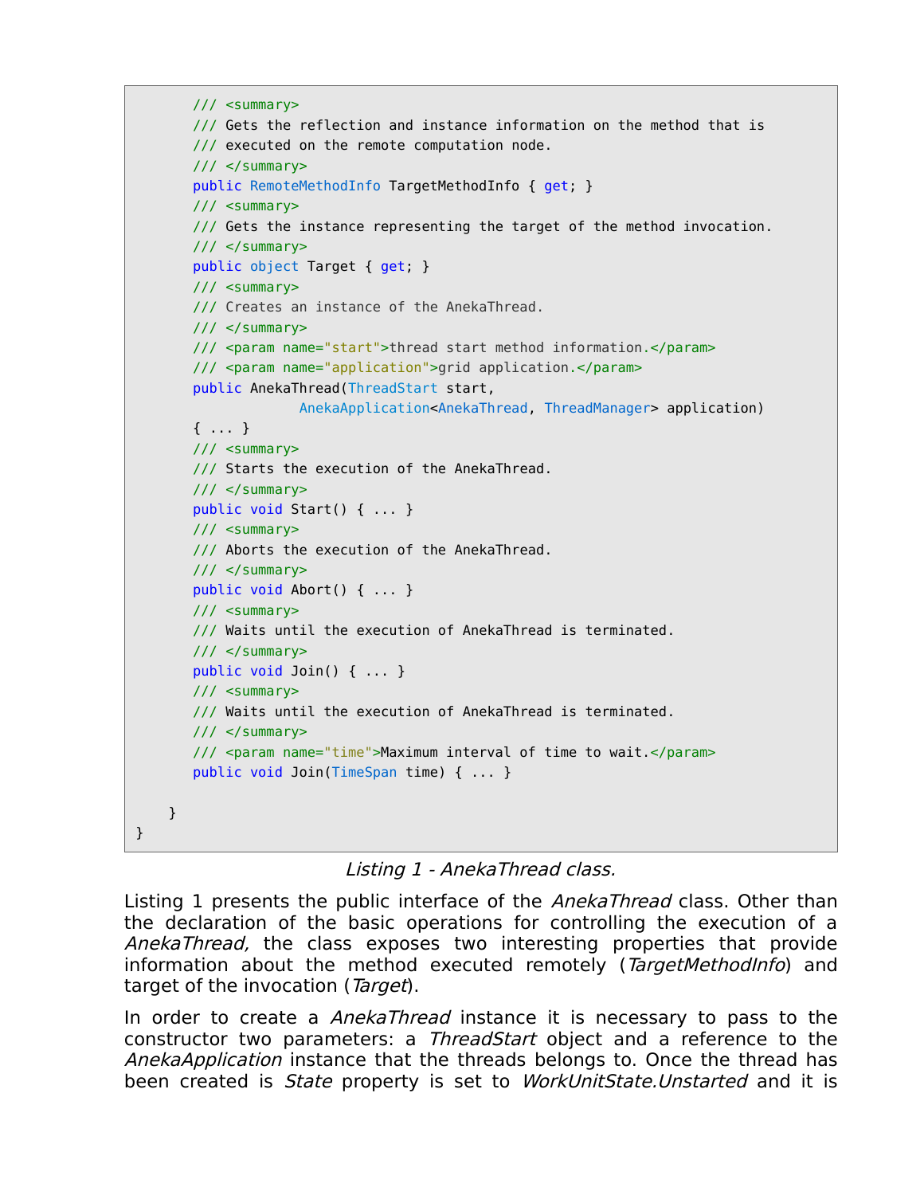```
        /// <summary>
        /// Gets the reflection and instance information on the method that is
        /// executed on the remote computation node.
        /// </summary>
        public RemoteMethodInfo TargetMethodInfo { get; }
        /// <summary>
        /// Gets the instance representing the target of the method invocation.
        /// </summary>
        public object Target { get; }
        /// <summary>
        /// Creates an instance of the AnekaThread.
        /// </summary>
        /// <param name="start">thread start method information.</param>
        /// <param name="application">grid application.</param>
        public AnekaThread(ThreadStart start,
                  AnekaApplication<AnekaThread, ThreadManager> application)
        { ... }
        /// <summary>
        /// Starts the execution of the AnekaThread.
        /// </summary>
        public void Start() { ... }
        /// <summary>
        /// Aborts the execution of the AnekaThread.
        /// </summary>
        public void Abort() { ... }
        /// <summary>
        /// Waits until the execution of AnekaThread is terminated.
        /// </summary>
        public void Join() { ... }
        /// <summary>
        /// Waits until the execution of AnekaThread is terminated.
        /// </summary>
        /// <param name="time">Maximum interval of time to wait.</param>
        public void Join(TimeSpan time) { ... }

    }
}
```

*Listing 1 - AnekaThread class.*

Listing 1 presents the public interface of the *AnekaThread* class. Other than the declaration of the basic operations for controlling the execution of a *AnekaThread,* the class exposes two interesting properties that provide information about the method executed remotely (*TargetMethodInfo*) and target of the invocation (*Target*).

In order to create a *AnekaThread* instance it is necessary to pass to the constructor two parameters: a *ThreadStart* object and a reference to the *AnekaApplication* instance that the threads belongs to. Once the thread has been created is *State* property is set to *WorkUnitState.Unstarted* and it is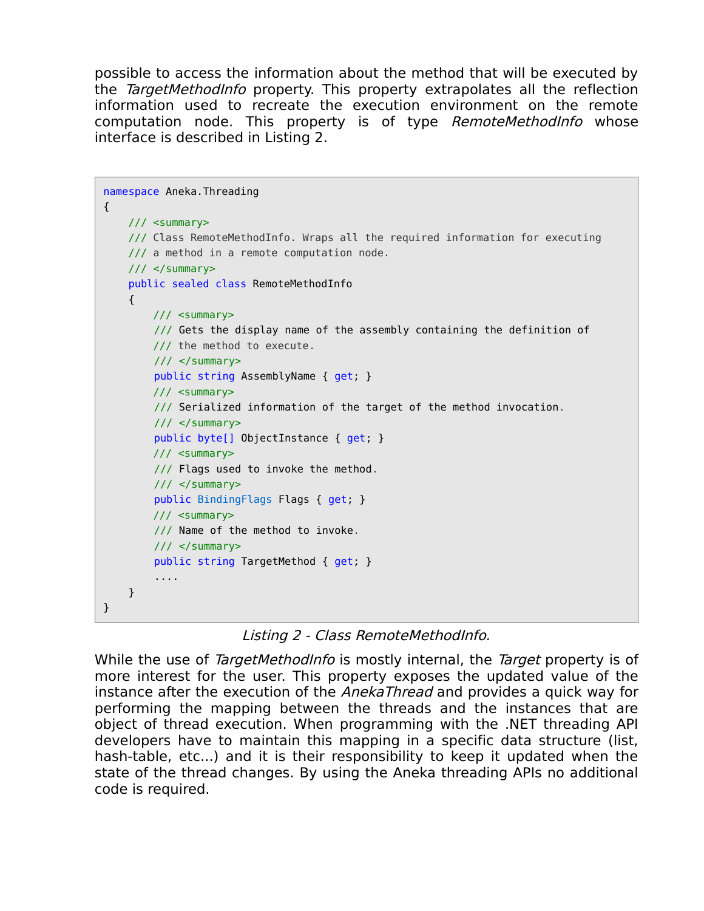possible to access the information about the method that will be executed by the *TargetMethodInfo* property. This property extrapolates all the reflection information used to recreate the execution environment on the remote computation node. This property is of type *RemoteMethodInfo* whose interface is described in Listing 2.

```
namespace Aneka.Threading
{
    /// <summary>
    /// Class RemoteMethodInfo. Wraps all the required information for executing
    /// a method in a remote computation node.
    /// </summary>
    public sealed class RemoteMethodInfo
    {
        /// <summary>
        /// Gets the display name of the assembly containing the definition of
        /// the method to execute.
        /// </summary>
        public string AssemblyName { get; }
        /// <summary>
        /// Serialized information of the target of the method invocation.
        /// </summary>
        public byte[] ObjectInstance { get; }
        /// <summary>
        /// Flags used to invoke the method.
        /// </summary>
        public BindingFlags Flags { get; }
        /// <summary>
        /// Name of the method to invoke.
        /// </summary>
        public string TargetMethod { get; }
        ....
    }
}
```

*Listing 2 - Class RemoteMethodInfo.*

While the use of *TargetMethodInfo* is mostly internal, the *Target* property is of more interest for the user. This property exposes the updated value of the instance after the execution of the *AnekaThread* and provides a quick way for performing the mapping between the threads and the instances that are object of thread execution. When programming with the .NET threading API developers have to maintain this mapping in a specific data structure (list, hash-table, etc...) and it is their responsibility to keep it updated when the state of the thread changes. By using the Aneka threading APIs no additional code is required.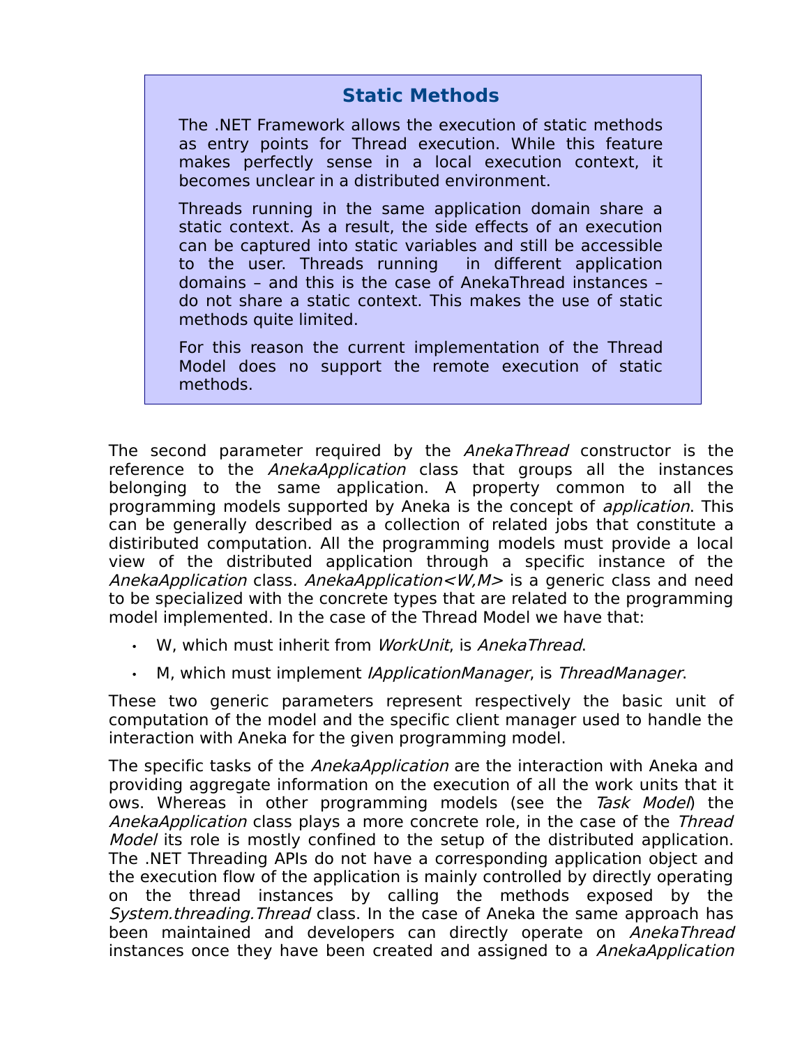### Static Methods

The .NET Framework allows the execution of static methods as entry points for Thread execution. While this feature makes perfectly sense in a local execution context, it becomes unclear in a distributed environment.

Threads running in the same application domain share a static context. As a result, the side effects of an execution can be captured into static variables and still be accessible to the user. Threads running in different application domains – and this is the case of AnekaThread instances – do not share a static context. This makes the use of static methods quite limited.

For this reason the current implementation of the Thread Model does no support the remote execution of static methods.

The second parameter required by the *AnekaThread* constructor is the reference to the *AnekaApplication* class that groups all the instances belonging to the same application. A property common to all the programming models supported by Aneka is the concept of *application*. This can be generally described as a collection of related jobs that constitute a distiributed computation. All the programming models must provide a local view of the distributed application through a specific instance of the *AnekaApplication* class. *AnekaApplication<W,M>* is a generic class and need to be specialized with the concrete types that are related to the programming model implemented. In the case of the Thread Model we have that:

- W, which must inherit from *WorkUnit*, is *AnekaThread*.
- M, which must implement *IApplicationManager*, is *ThreadManager*.

These two generic parameters represent respectively the basic unit of computation of the model and the specific client manager used to handle the interaction with Aneka for the given programming model.

The specific tasks of the *AnekaApplication* are the interaction with Aneka and providing aggregate information on the execution of all the work units that it ows. Whereas in other programming models (see the *Task Model*) the *AnekaApplication* class plays a more concrete role, in the case of the *Thread Model* its role is mostly confined to the setup of the distributed application. The .NET Threading APIs do not have a corresponding application object and the execution flow of the application is mainly controlled by directly operating on the thread instances by calling the methods exposed by the *System.threading.Thread* class. In the case of Aneka the same approach has been maintained and developers can directly operate on *AnekaThread* instances once they have been created and assigned to a *AnekaApplication*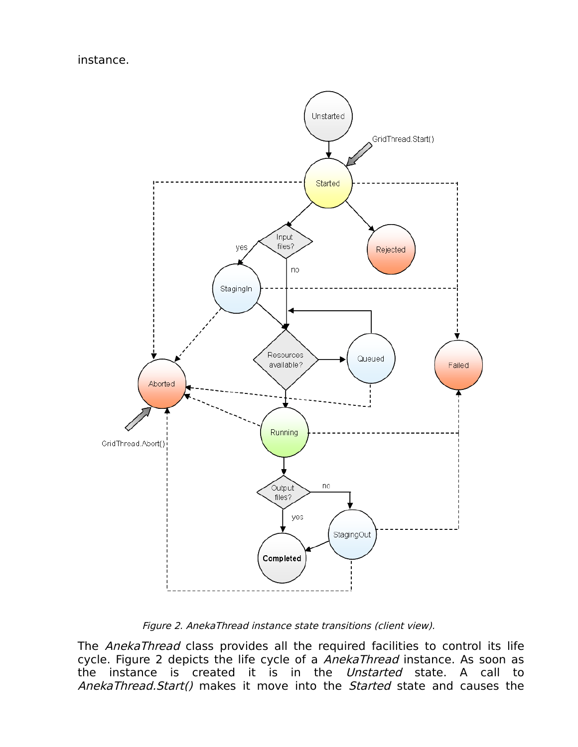instance.

*Figure 2. AnekaThread instance state transitions (client view).*

The *AnekaThread* class provides all the required facilities to control its life cycle. Figure 2 depicts the life cycle of a *AnekaThread* instance. As soon as the instance is created it is in the *Unstarted* state. A call to *AnekaThread.Start()* makes it move into the *Started* state and causes the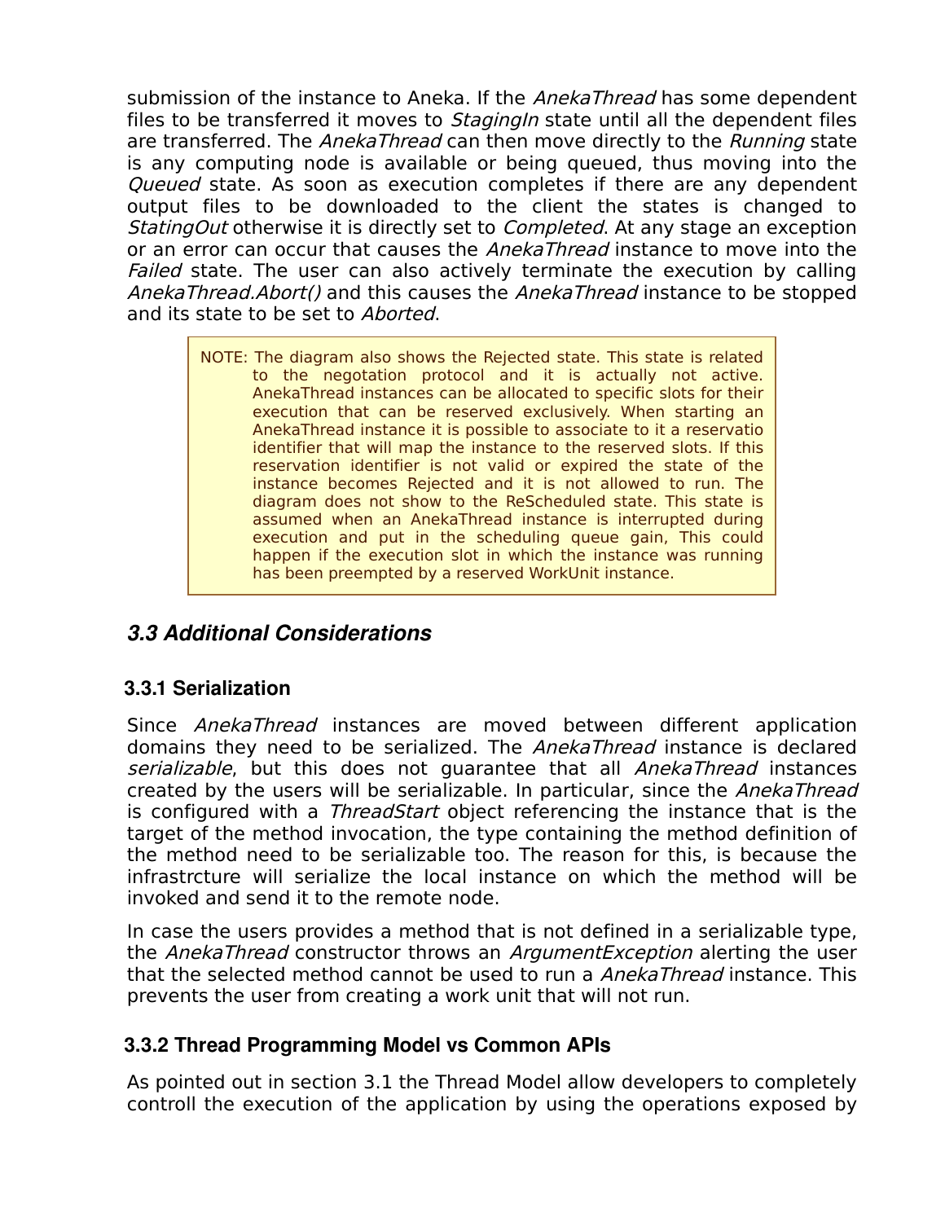submission of the instance to Aneka. If the *AnekaThread* has some dependent files to be transferred it moves to *StagingIn* state until all the dependent files are transferred. The *AnekaThread* can then move directly to the *Running* state is any computing node is available or being queued, thus moving into the *Queued* state. As soon as execution completes if there are any dependent output files to be downloaded to the client the states is changed to *StatingOut* otherwise it is directly set to *Completed*. At any stage an exception or an error can occur that causes the *AnekaThread* instance to move into the *Failed* state. The user can also actively terminate the execution by calling *AnekaThread.Abort()* and this causes the *AnekaThread* instance to be stopped and its state to be set to *Aborted*.

> NOTE: The diagram also shows the Rejected state. This state is related to the negotation protocol and it is actually not active. AnekaThread instances can be allocated to specific slots for their execution that can be reserved exclusively. When starting an AnekaThread instance it is possible to associate to it a reservatio identifier that will map the instance to the reserved slots. If this reservation identifier is not valid or expired the state of the instance becomes Rejected and it is not allowed to run. The diagram does not show to the ReScheduled state. This state is assumed when an AnekaThread instance is interrupted during execution and put in the scheduling queue gain, This could happen if the execution slot in which the instance was running has been preempted by a reserved WorkUnit instance.

## *3.3 Additional Considerations*

### 3.3.1 Serialization

Since *AnekaThread* instances are moved between different application domains they need to be serialized. The *AnekaThread* instance is declared *serializable*, but this does not guarantee that all *AnekaThread* instances created by the users will be serializable. In particular, since the *AnekaThread* is configured with a *ThreadStart* object referencing the instance that is the target of the method invocation, the type containing the method definition of the method need to be serializable too. The reason for this, is because the infrastrcture will serialize the local instance on which the method will be invoked and send it to the remote node.

In case the users provides a method that is not defined in a serializable type, the *AnekaThread* constructor throws an *ArgumentException* alerting the user that the selected method cannot be used to run a *AnekaThread* instance. This prevents the user from creating a work unit that will not run.

### 3.3.2 Thread Programming Model vs Common APIs

As pointed out in section 3.1 the Thread Model allow developers to completely controll the execution of the application by using the operations exposed by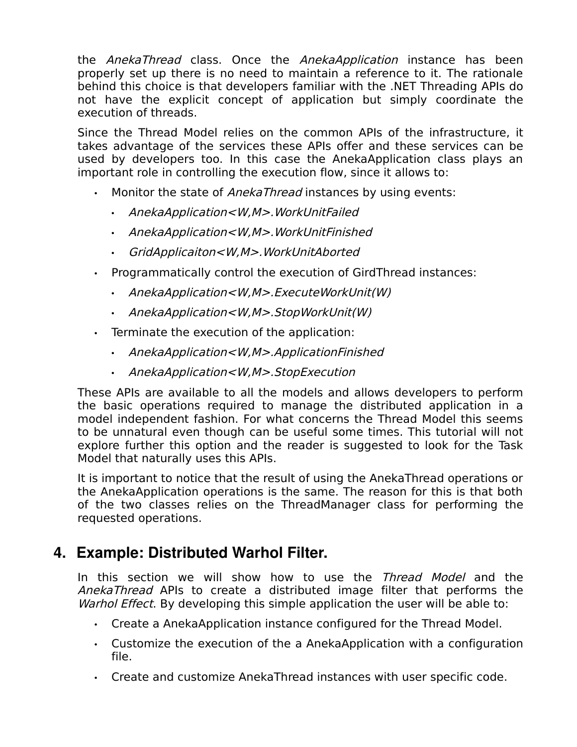the *AnekaThread* class. Once the *AnekaApplication* instance has been properly set up there is no need to maintain a reference to it. The rationale behind this choice is that developers familiar with the .NET Threading APIs do not have the explicit concept of application but simply coordinate the execution of threads.

Since the Thread Model relies on the common APIs of the infrastructure, it takes advantage of the services these APIs offer and these services can be used by developers too. In this case the AnekaApplication class plays an important role in controlling the execution flow, since it allows to:

- Monitor the state of *AnekaThread* instances by using events:
  - *AnekaApplication<W,M>.WorkUnitFailed*
  - *AnekaApplication<W,M>.WorkUnitFinished*
  - *GridApplicaiton<W,M>.WorkUnitAborted*
- Programmatically control the execution of GirdThread instances:
  - *AnekaApplication<W,M>.ExecuteWorkUnit(W)*
  - *AnekaApplication<W,M>.StopWorkUnit(W)*
- Terminate the execution of the application:
  - *AnekaApplication<W,M>.ApplicationFinished*
  - *AnekaApplication<W,M>.StopExecution*

These APIs are available to all the models and allows developers to perform the basic operations required to manage the distributed application in a model independent fashion. For what concerns the Thread Model this seems to be unnatural even though can be useful some times. This tutorial will not explore further this option and the reader is suggested to look for the Task Model that naturally uses this APIs.

It is important to notice that the result of using the AnekaThread operations or the AnekaApplication operations is the same. The reason for this is that both of the two classes relies on the ThreadManager class for performing the requested operations.

## 4. Example: Distributed Warhol Filter.

In this section we will show how to use the *Thread Model* and the *AnekaThread* APIs to create a distributed image filter that performs the *Warhol Effect*. By developing this simple application the user will be able to:

- Create a AnekaApplication instance configured for the Thread Model.
- Customize the execution of the a AnekaApplication with a configuration file.
- Create and customize AnekaThread instances with user specific code.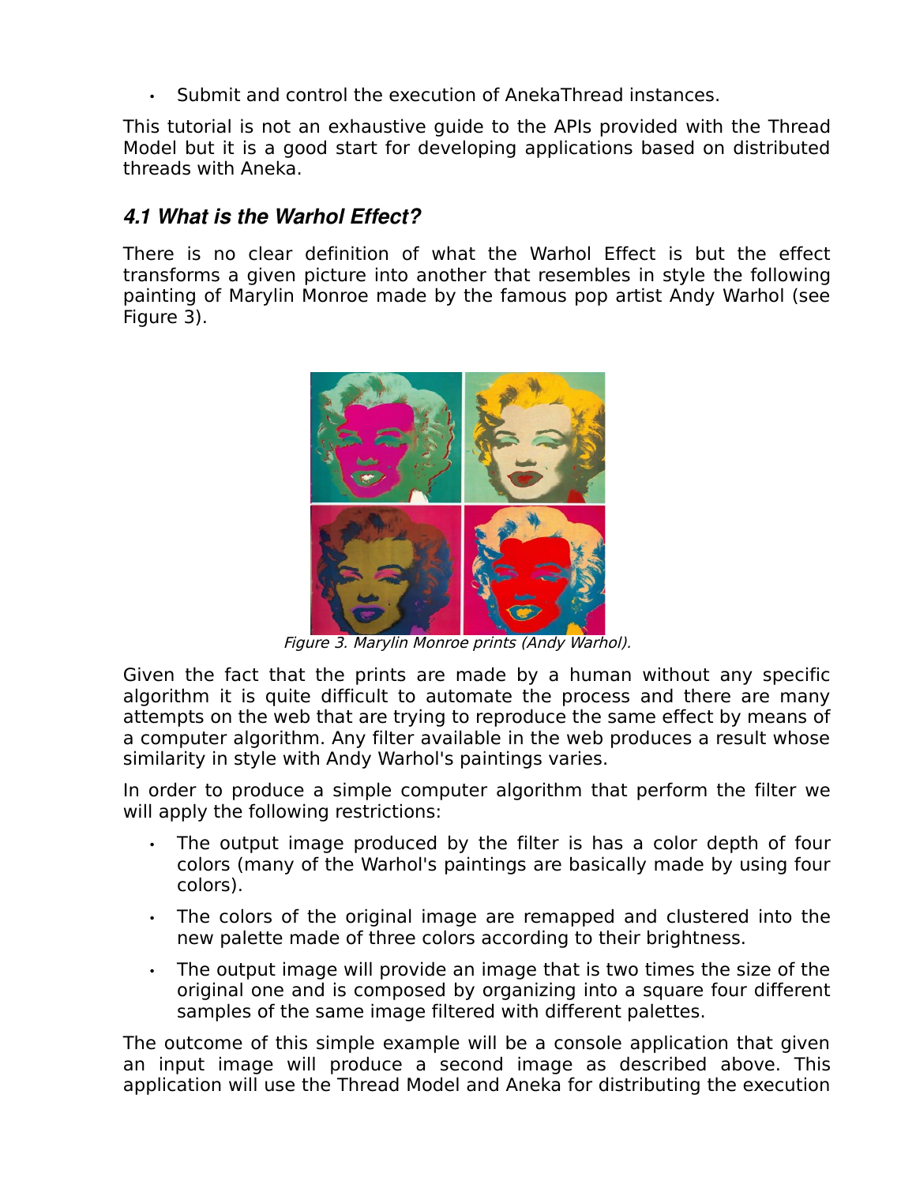- Submit and control the execution of AnekaThread instances.

This tutorial is not an exhaustive guide to the APIs provided with the Thread Model but it is a good start for developing applications based on distributed threads with Aneka.

### *4.1 What is the Warhol Effect?*

There is no clear definition of what the Warhol Effect is but the effect transforms a given picture into another that resembles in style the following painting of Marylin Monroe made by the famous pop artist Andy Warhol (see Figure 3).

*Figure 3. Marylin Monroe prints (Andy Warhol).*

Given the fact that the prints are made by a human without any specific algorithm it is quite difficult to automate the process and there are many attempts on the web that are trying to reproduce the same effect by means of a computer algorithm. Any filter available in the web produces a result whose similarity in style with Andy Warhol's paintings varies.

In order to produce a simple computer algorithm that perform the filter we will apply the following restrictions:

- The output image produced by the filter is has a color depth of four colors (many of the Warhol's paintings are basically made by using four colors).
- The colors of the original image are remapped and clustered into the new palette made of three colors according to their brightness.
- The output image will provide an image that is two times the size of the original one and is composed by organizing into a square four different samples of the same image filtered with different palettes.

The outcome of this simple example will be a console application that given an input image will produce a second image as described above. This application will use the Thread Model and Aneka for distributing the execution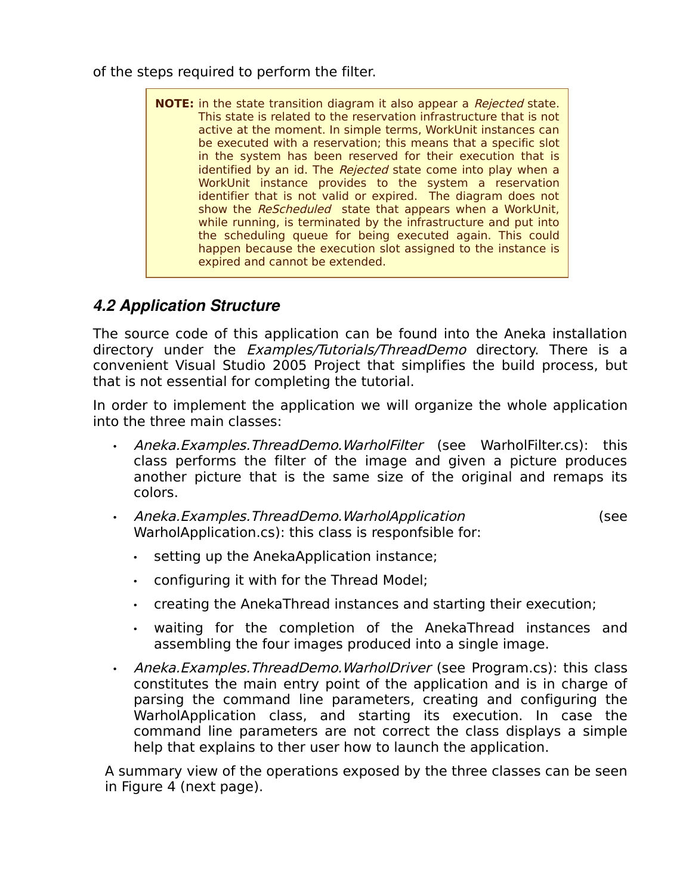of the steps required to perform the filter.

> **NOTE:** in the state transition diagram it also appear a *Rejected* state. This state is related to the reservation infrastructure that is not active at the moment. In simple terms, WorkUnit instances can be executed with a reservation; this means that a specific slot in the system has been reserved for their execution that is identified by an id. The *Rejected* state come into play when a WorkUnit instance provides to the system a reservation identifier that is not valid or expired. The diagram does not show the *ReScheduled* state that appears when a WorkUnit, while running, is terminated by the infrastructure and put into the scheduling queue for being executed again. This could happen because the execution slot assigned to the instance is expired and cannot be extended.

## *4.2 Application Structure*

The source code of this application can be found into the Aneka installation directory under the *Examples/Tutorials/ThreadDemo* directory. There is a convenient Visual Studio 2005 Project that simplifies the build process, but that is not essential for completing the tutorial.

In order to implement the application we will organize the whole application into the three main classes:

- *Aneka.Examples.ThreadDemo.WarholFilter* (see WarholFilter.cs): this class performs the filter of the image and given a picture produces another picture that is the same size of the original and remaps its colors.
- *Aneka.Examples.ThreadDemo.WarholApplication* (see WarholApplication.cs): this class is responfsible for:
  - setting up the AnekaApplication instance;
  - configuring it with for the Thread Model;
  - creating the AnekaThread instances and starting their execution;
  - waiting for the completion of the AnekaThread instances and assembling the four images produced into a single image.
- *Aneka.Examples.ThreadDemo.WarholDriver* (see Program.cs): this class constitutes the main entry point of the application and is in charge of parsing the command line parameters, creating and configuring the WarholApplication class, and starting its execution. In case the command line parameters are not correct the class displays a simple help that explains to ther user how to launch the application.

A summary view of the operations exposed by the three classes can be seen in Figure 4 (next page).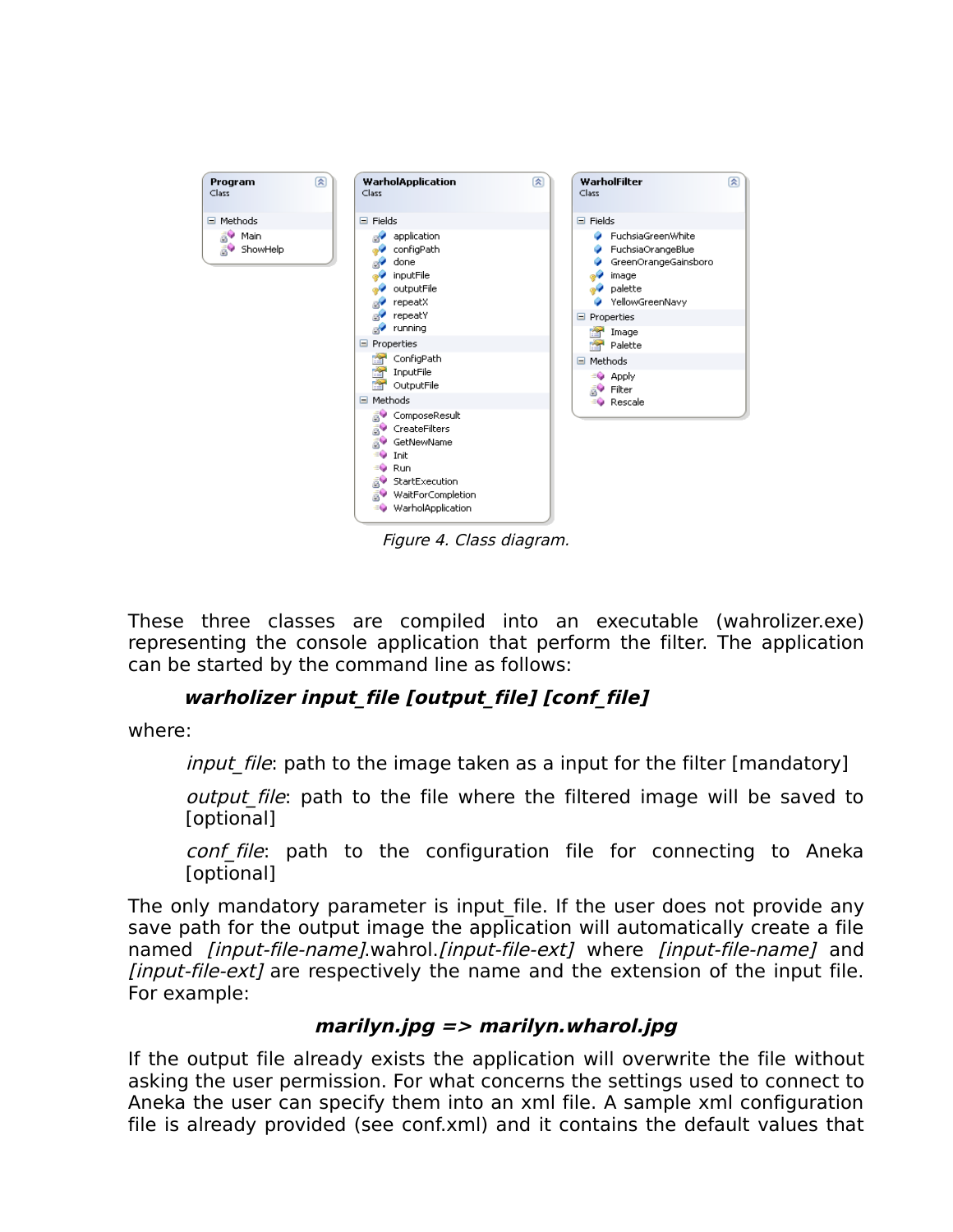Figure 4. Class diagram.

These three classes are compiled into an executable (wahrolizer.exe) representing the console application that perform the filter. The application can be started by the command line as follows:

***warholizer input_file [output_file] [conf_file]***

where:

*input_file*: path to the image taken as a input for the filter [mandatory]

*output_file*: path to the file where the filtered image will be saved to [optional]

*conf_file*: path to the configuration file for connecting to Aneka [optional]

The only mandatory parameter is input_file. If the user does not provide any save path for the output image the application will automatically create a file named *[input-file-name]*.wahrol.*[input-file-ext]* where *[input-file-name]* and *[input-file-ext]* are respectively the name and the extension of the input file. For example:

***marilyn.jpg => marilyn.wharol.jpg***

If the output file already exists the application will overwrite the file without asking the user permission. For what concerns the settings used to connect to Aneka the user can specify them into an xml file. A sample xml configuration file is already provided (see conf.xml) and it contains the default values that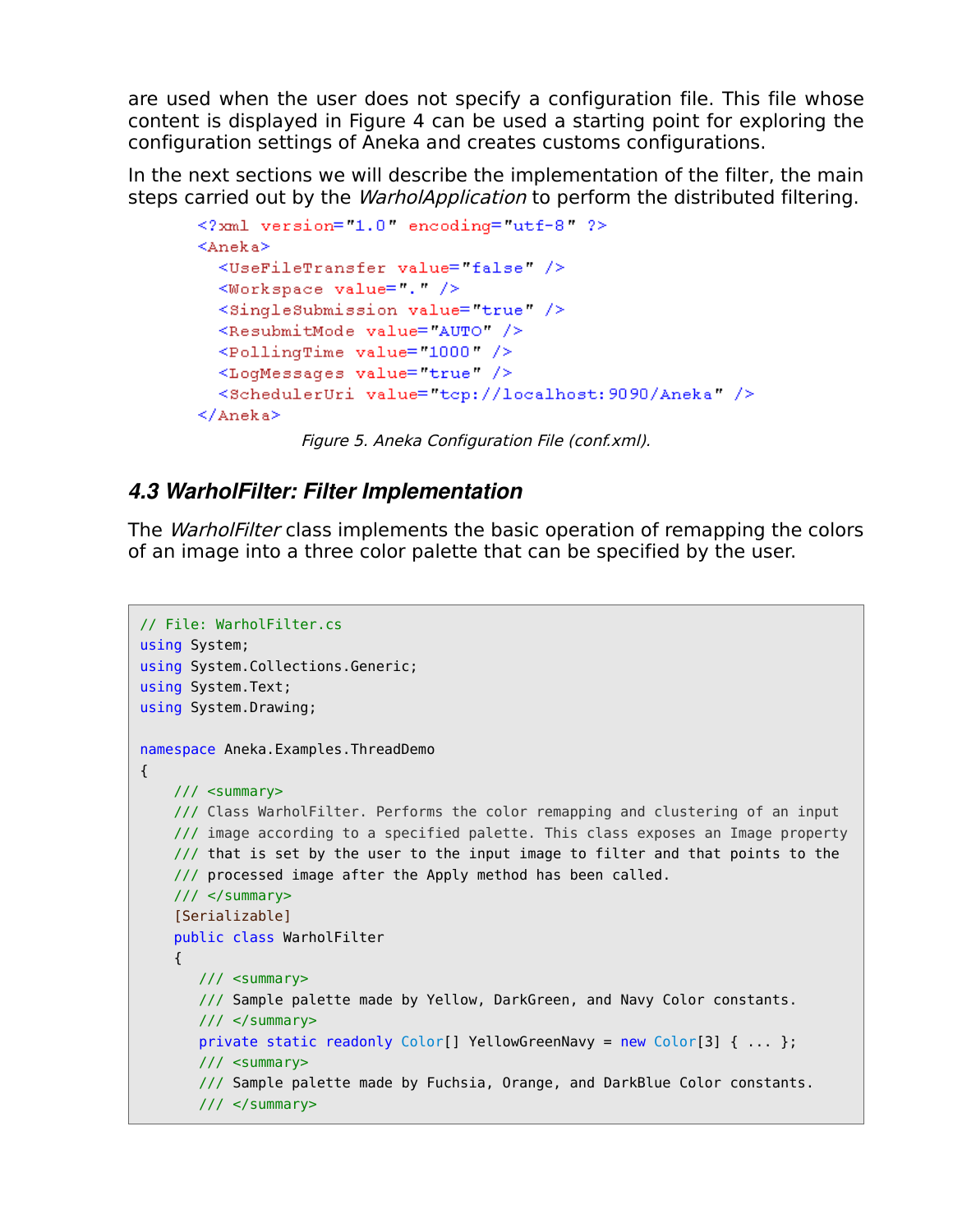are used when the user does not specify a configuration file. This file whose content is displayed in Figure 4 can be used a starting point for exploring the configuration settings of Aneka and creates customs configurations.

In the next sections we will describe the implementation of the filter, the main steps carried out by the *WarholApplication* to perform the distributed filtering.

```xml
<?xml version="1.0" encoding="utf-8" ?>
<Aneka>
  <UseFileTransfer value="false" />
  <Workspace value="." />
  <SingleSubmission value="true" />
  <ResubmitMode value="AUTO" />
  <PollingTime value="1000" />
  <LogMessages value="true" />
  <SchedulerUri value="tcp://localhost:9090/Aneka" />
</Aneka>
```

*Figure 5. Aneka Configuration File (conf.xml).*

### 4.3 WarholFilter: Filter Implementation

The *WarholFilter* class implements the basic operation of remapping the colors of an image into a three color palette that can be specified by the user.

```csharp
// File: WarholFilter.cs
using System;
using System.Collections.Generic;
using System.Text;
using System.Drawing;

namespace Aneka.Examples.ThreadDemo
{
    /// <summary>
    /// Class WarholFilter. Performs the color remapping and clustering of an input
    /// image according to a specified palette. This class exposes an Image property
    /// that is set by the user to the input image to filter and that points to the
    /// processed image after the Apply method has been called.
    /// </summary>
    [Serializable]
    public class WarholFilter
    {
       /// <summary>
       /// Sample palette made by Yellow, DarkGreen, and Navy Color constants.
       /// </summary>
       private static readonly Color[] YellowGreenNavy = new Color[3] { ... };
       /// <summary>
       /// Sample palette made by Fuchsia, Orange, and DarkBlue Color constants.
       /// </summary>
```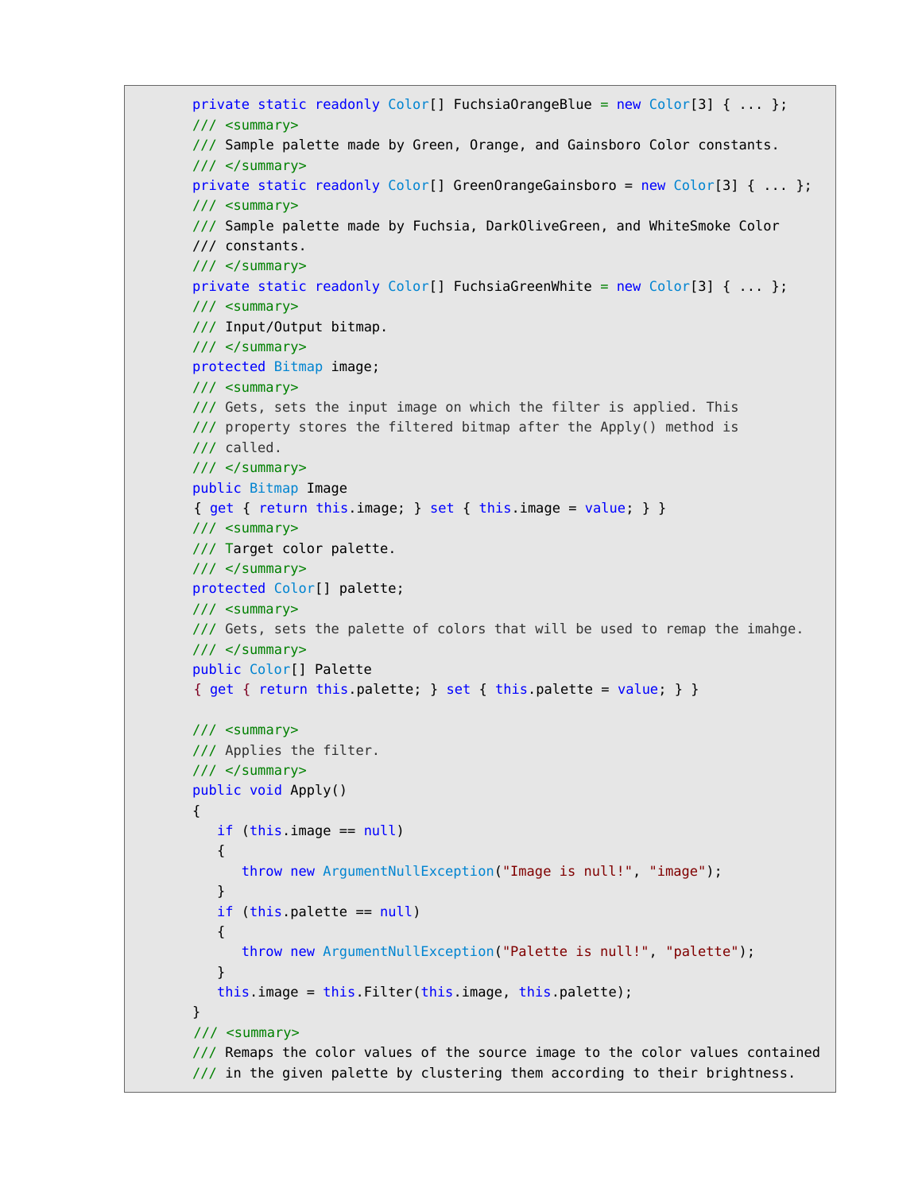```
private static readonly Color[] FuchsiaOrangeBlue = new Color[3] { ... };
/// <summary>
/// Sample palette made by Green, Orange, and Gainsboro Color constants.
/// </summary>
private static readonly Color[] GreenOrangeGainsboro = new Color[3] { ... };
/// <summary>
/// Sample palette made by Fuchsia, DarkOliveGreen, and WhiteSmoke Color
/// constants.
/// </summary>
private static readonly Color[] FuchsiaGreenWhite = new Color[3] { ... };
/// <summary>
/// Input/Output bitmap.
/// </summary>
protected Bitmap image;
/// <summary>
/// Gets, sets the input image on which the filter is applied. This
/// property stores the filtered bitmap after the Apply() method is
/// called.
/// </summary>
public Bitmap Image
{ get { return this.image; } set { this.image = value; } }
/// <summary>
/// Target color palette.
/// </summary>
protected Color[] palette;
/// <summary>
/// Gets, sets the palette of colors that will be used to remap the imahge.
/// </summary>
public Color[] Palette
{ get { return this.palette; } set { this.palette = value; } }

/// <summary>
/// Applies the filter.
/// </summary>
public void Apply()
{
   if (this.image == null)
   {
      throw new ArgumentNullException("Image is null!", "image");
   }
   if (this.palette == null)
   {
      throw new ArgumentNullException("Palette is null!", "palette");
   }
   this.image = this.Filter(this.image, this.palette);
}
/// <summary>
/// Remaps the color values of the source image to the color values contained
/// in the given palette by clustering them according to their brightness.
```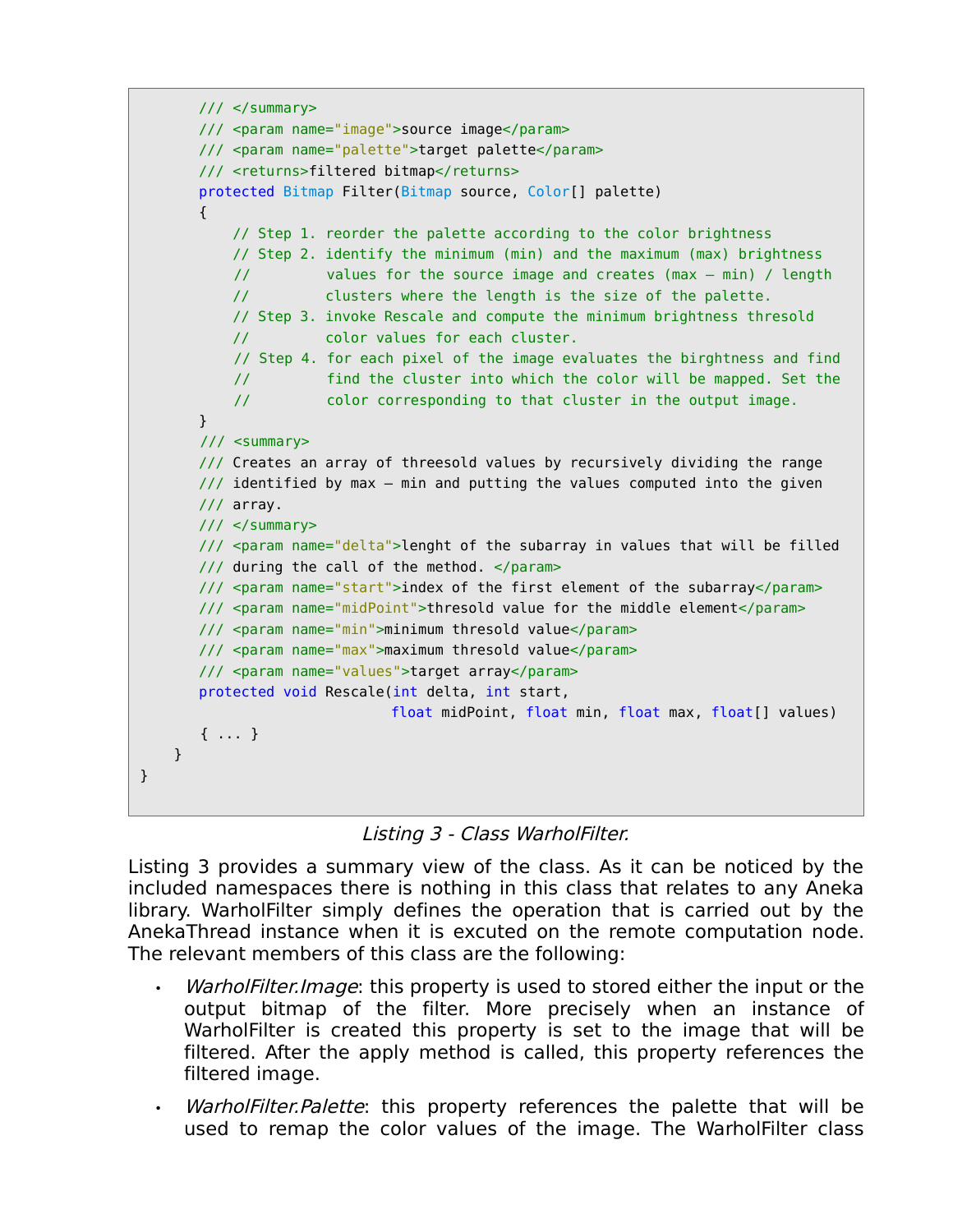```
        /// </summary>
        /// <param name="image">source image</param>
        /// <param name="palette">target palette</param>
        /// <returns>filtered bitmap</returns>
        protected Bitmap Filter(Bitmap source, Color[] palette)
        {
            // Step 1. reorder the palette according to the color brightness
            // Step 2. identify the minimum (min) and the maximum (max) brightness
            //         values for the source image and creates (max – min) / length
            //         clusters where the length is the size of the palette.
            // Step 3. invoke Rescale and compute the minimum brightness thresold
            //         color values for each cluster.
            // Step 4. for each pixel of the image evaluates the birghtness and find
            //         find the cluster into which the color will be mapped. Set the
            //         color corresponding to that cluster in the output image.
        }
        /// <summary>
        /// Creates an array of threesold values by recursively dividing the range
        /// identified by max – min and putting the values computed into the given
        /// array.
        /// </summary>
        /// <param name="delta">lenght of the subarray in values that will be filled
        /// during the call of the method. </param>
        /// <param name="start">index of the first element of the subarray</param>
        /// <param name="midPoint">thresold value for the middle element</param>
        /// <param name="min">minimum thresold value</param>
        /// <param name="max">maximum thresold value</param>
        /// <param name="values">target array</param>
        protected void Rescale(int delta, int start,
                               float midPoint, float min, float max, float[] values)
        { ... }
    }
}
```

*Listing 3 - Class WarholFilter.*

Listing 3 provides a summary view of the class. As it can be noticed by the included namespaces there is nothing in this class that relates to any Aneka library. WarholFilter simply defines the operation that is carried out by the AnekaThread instance when it is excuted on the remote computation node. The relevant members of this class are the following:

- *WarholFilter.Image*: this property is used to stored either the input or the output bitmap of the filter. More precisely when an instance of WarholFilter is created this property is set to the image that will be filtered. After the apply method is called, this property references the filtered image.
- *WarholFilter.Palette*: this property references the palette that will be used to remap the color values of the image. The WarholFilter class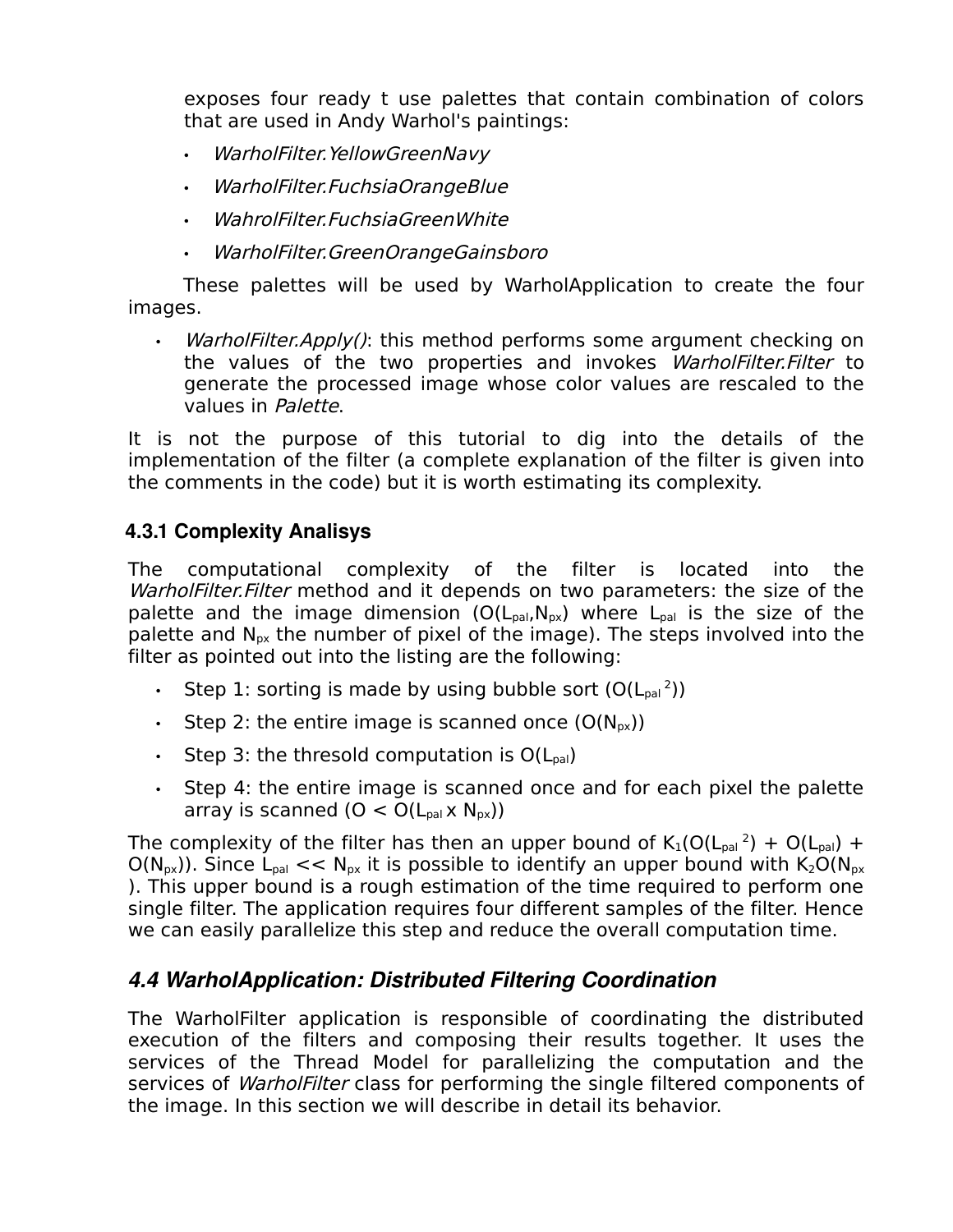exposes four ready t use palettes that contain combination of colors that are used in Andy Warhol's paintings:

- *WarholFilter.YellowGreenNavy*
- *WarholFilter.FuchsiaOrangeBlue*
- *WahrolFilter.FuchsiaGreenWhite*
- *WarholFilter.GreenOrangeGainsboro*

These palettes will be used by WarholApplication to create the four images.

- *WarholFilter.Apply()*: this method performs some argument checking on the values of the two properties and invokes *WarholFilter.Filter* to generate the processed image whose color values are rescaled to the values in *Palette*.

It is not the purpose of this tutorial to dig into the details of the implementation of the filter (a complete explanation of the filter is given into the comments in the code) but it is worth estimating its complexity.

### 4.3.1 Complexity Analisys

The computational complexity of the filter is located into the *WarholFilter.Filter* method and it depends on two parameters: the size of the palette and the image dimension ($O(L_{pal},N_{px})$ where $L_{pal}$ is the size of the palette and $N_{px}$ the number of pixel of the image). The steps involved into the filter as pointed out into the listing are the following:

- Step 1: sorting is made by using bubble sort ($O(L_{pal}^{2})$)
- Step 2: the entire image is scanned once ($O(N_{px})$)
- Step 3: the thresold computation is $O(L_{pal})$
- Step 4: the entire image is scanned once and for each pixel the palette array is scanned ($O < O(L_{pal} \times N_{px})$)

The complexity of the filter has then an upper bound of $K_1(O(L_{pal}^{2}) + O(L_{pal}) + O(N_{px}))$. Since $L_{pal} << N_{px}$ it is possible to identify an upper bound with $K_2O(N_{px})$. This upper bound is a rough estimation of the time required to perform one single filter. The application requires four different samples of the filter. Hence we can easily parallelize this step and reduce the overall computation time.

## 4.4 WarholApplication: Distributed Filtering Coordination

The WarholFilter application is responsible of coordinating the distributed execution of the filters and composing their results together. It uses the services of the Thread Model for parallelizing the computation and the services of *WarholFilter* class for performing the single filtered components of the image. In this section we will describe in detail its behavior.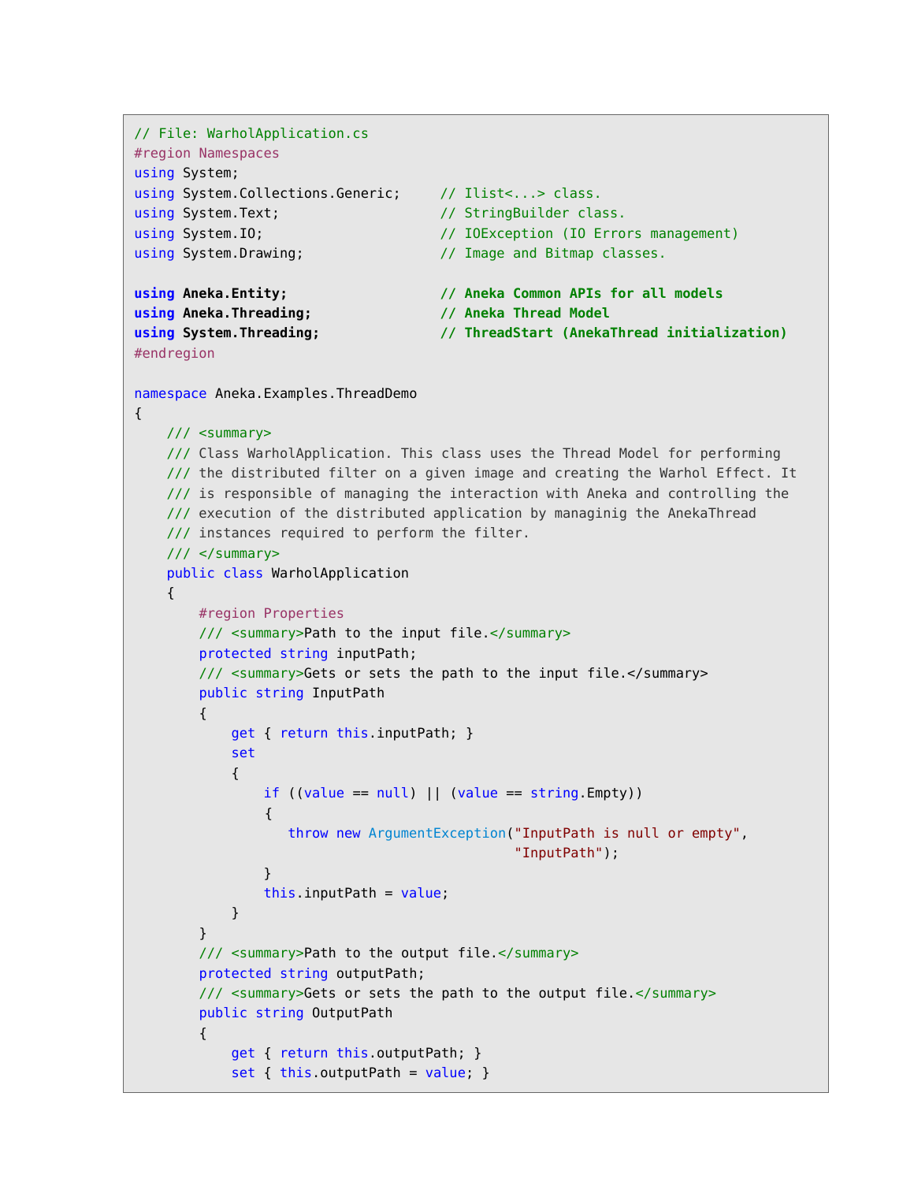```
// File: WarholApplication.cs
#region Namespaces
using System;
using System.Collections.Generic;     // Ilist<...> class.
using System.Text;                    // StringBuilder class.
using System.IO;                      // IOException (IO Errors management)
using System.Drawing;                 // Image and Bitmap classes.

using Aneka.Entity;                   // Aneka Common APIs for all models
using Aneka.Threading;                // Aneka Thread Model
using System.Threading;               // ThreadStart (AnekaThread initialization)
#endregion

namespace Aneka.Examples.ThreadDemo
{
    /// <summary>
    /// Class WarholApplication. This class uses the Thread Model for performing
    /// the distributed filter on a given image and creating the Warhol Effect. It
    /// is responsible of managing the interaction with Aneka and controlling the
    /// execution of the distributed application by managinig the AnekaThread
    /// instances required to perform the filter.
    /// </summary>
    public class WarholApplication
    {
        #region Properties
        /// <summary>Path to the input file.</summary>
        protected string inputPath;
        /// <summary>Gets or sets the path to the input file.</summary>
        public string InputPath
        {
            get { return this.inputPath; }
            set
            {
                if ((value == null) || (value == string.Empty))
                {
                   throw new ArgumentException("InputPath is null or empty",
                                               "InputPath");
                }
                this.inputPath = value;
            }
        }
        /// <summary>Path to the output file.</summary>
        protected string outputPath;
        /// <summary>Gets or sets the path to the output file.</summary>
        public string OutputPath
        {
            get { return this.outputPath; }
            set { this.outputPath = value; }
```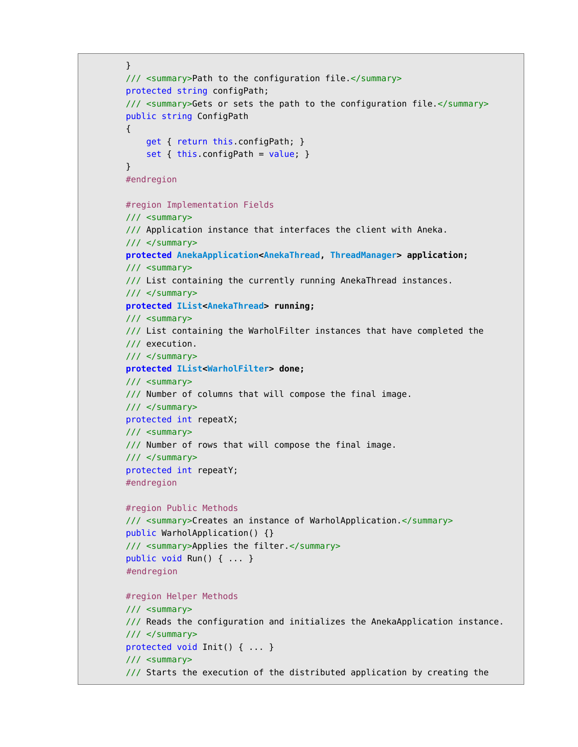```
        }
        /// <summary>Path to the configuration file.</summary>
        protected string configPath;
        /// <summary>Gets or sets the path to the configuration file.</summary>
        public string ConfigPath
        {
            get { return this.configPath; }
            set { this.configPath = value; }
        }
        #endregion

        #region Implementation Fields
        /// <summary>
        /// Application instance that interfaces the client with Aneka.
        /// </summary>
        protected AnekaApplication<AnekaThread, ThreadManager> application;
        /// <summary>
        /// List containing the currently running AnekaThread instances.
        /// </summary>
        protected IList<AnekaThread> running;
        /// <summary>
        /// List containing the WarholFilter instances that have completed the
        /// execution.
        /// </summary>
        protected IList<WarholFilter> done;
        /// <summary>
        /// Number of columns that will compose the final image.
        /// </summary>
        protected int repeatX;
        /// <summary>
        /// Number of rows that will compose the final image.
        /// </summary>
        protected int repeatY;
        #endregion

        #region Public Methods
        /// <summary>Creates an instance of WarholApplication.</summary>
        public WarholApplication() {}
        /// <summary>Applies the filter.</summary>
        public void Run() { ... }
        #endregion

        #region Helper Methods
        /// <summary>
        /// Reads the configuration and initializes the AnekaApplication instance.
        /// </summary>
        protected void Init() { ... }
        /// <summary>
        /// Starts the execution of the distributed application by creating the
```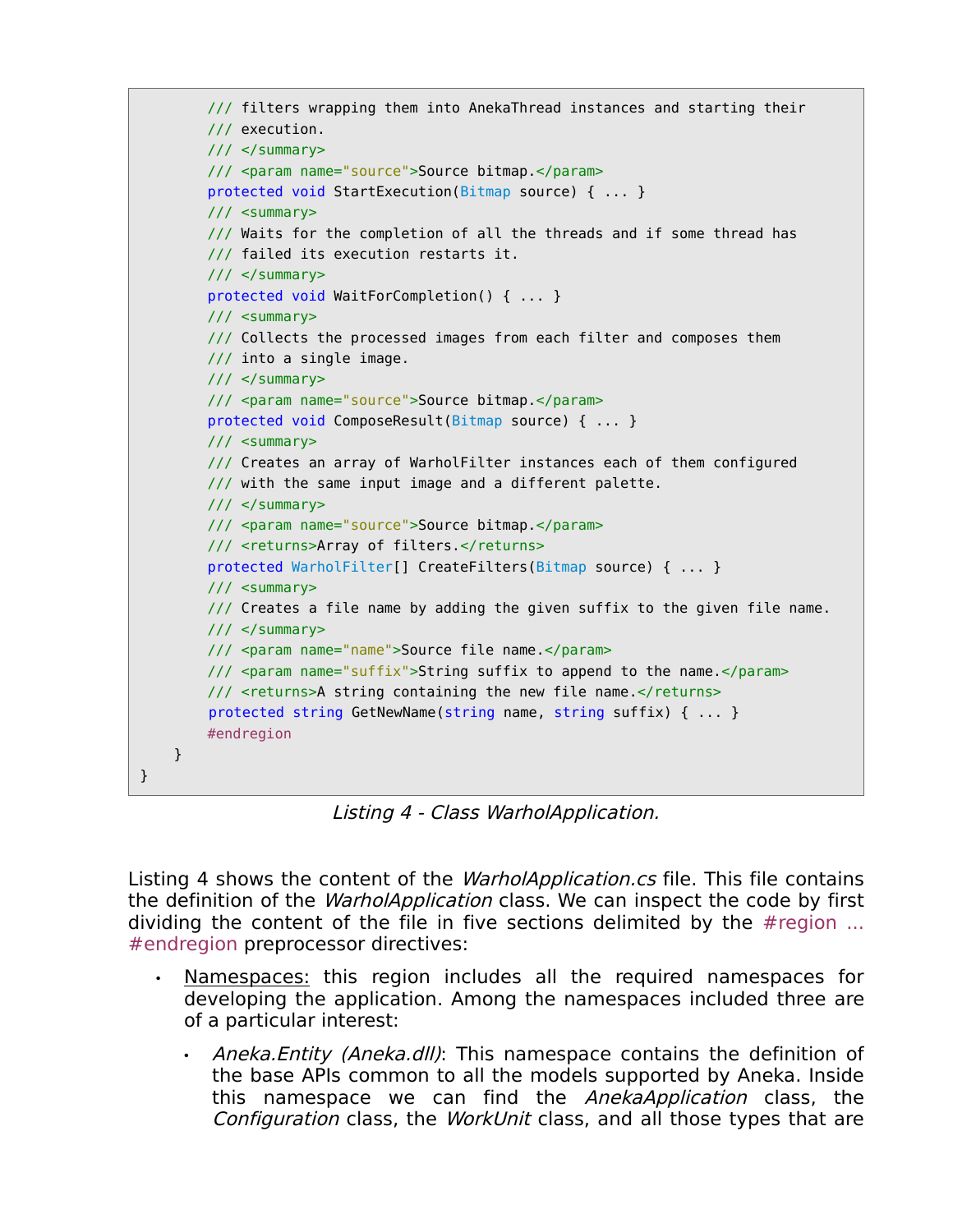```
        /// filters wrapping them into AnekaThread instances and starting their
        /// execution.
        /// </summary>
        /// <param name="source">Source bitmap.</param>
        protected void StartExecution(Bitmap source) { ... }
        /// <summary>
        /// Waits for the completion of all the threads and if some thread has
        /// failed its execution restarts it.
        /// </summary>
        protected void WaitForCompletion() { ... }
        /// <summary>
        /// Collects the processed images from each filter and composes them
        /// into a single image.
        /// </summary>
        /// <param name="source">Source bitmap.</param>
        protected void ComposeResult(Bitmap source) { ... }
        /// <summary>
        /// Creates an array of WarholFilter instances each of them configured
        /// with the same input image and a different palette.
        /// </summary>
        /// <param name="source">Source bitmap.</param>
        /// <returns>Array of filters.</returns>
        protected WarholFilter[] CreateFilters(Bitmap source) { ... }
        /// <summary>
        /// Creates a file name by adding the given suffix to the given file name.
        /// </summary>
        /// <param name="name">Source file name.</param>
        /// <param name="suffix">String suffix to append to the name.</param>
        /// <returns>A string containing the new file name.</returns>
        protected string GetNewName(string name, string suffix) { ... }
        #endregion
    }
}
```

*Listing 4 - Class WarholApplication.*

Listing 4 shows the content of the *WarholApplication.cs* file. This file contains the definition of the *WarholApplication* class. We can inspect the code by first dividing the content of the file in five sections delimited by the #region ... #endregion preprocessor directives:

- Namespaces: this region includes all the required namespaces for developing the application. Among the namespaces included three are of a particular interest:
  - *Aneka.Entity (Aneka.dll)*: This namespace contains the definition of the base APIs common to all the models supported by Aneka. Inside this namespace we can find the *AnekaApplication* class, the *Configuration* class, the *WorkUnit* class, and all those types that are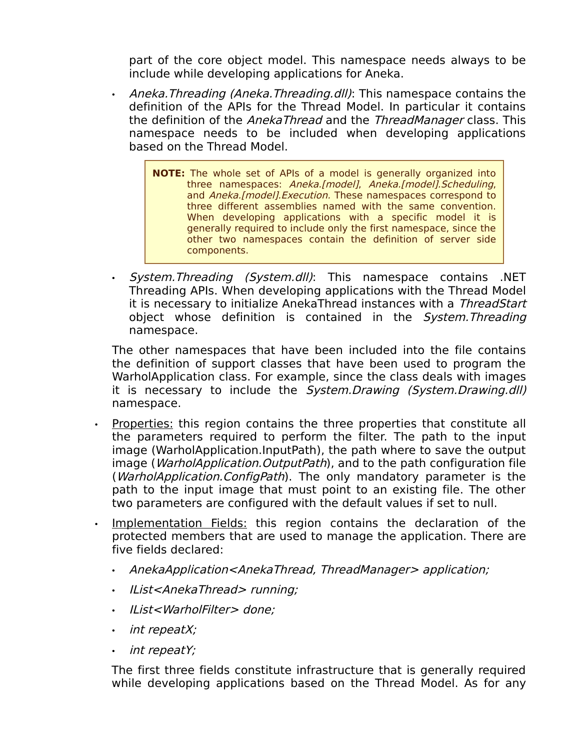part of the core object model. This namespace needs always to be include while developing applications for Aneka.

- *Aneka.Threading (Aneka.Threading.dll)*: This namespace contains the definition of the APIs for the Thread Model. In particular it contains the definition of the *AnekaThread* and the *ThreadManager* class. This namespace needs to be included when developing applications based on the Thread Model.

> **NOTE:** The whole set of APIs of a model is generally organized into three namespaces: *Aneka.[model]*, *Aneka.[model].Scheduling*, and *Aneka.[model].Execution.* These namespaces correspond to three different assemblies named with the same convention. When developing applications with a specific model it is generally required to include only the first namespace, since the other two namespaces contain the definition of server side components.

- *System.Threading (System.dll)*: This namespace contains .NET Threading APIs. When developing applications with the Thread Model it is necessary to initialize AnekaThread instances with a *ThreadStart* object whose definition is contained in the *System.Threading* namespace.

The other namespaces that have been included into the file contains the definition of support classes that have been used to program the WarholApplication class. For example, since the class deals with images it is necessary to include the *System.Drawing (System.Drawing.dll)* namespace.

- <u>Properties:</u> this region contains the three properties that constitute all the parameters required to perform the filter. The path to the input image (WarholApplication.InputPath), the path where to save the output image (*WarholApplication.OutputPath*), and to the path configuration file (*WarholApplication.ConfigPath*). The only mandatory parameter is the path to the input image that must point to an existing file. The other two parameters are configured with the default values if set to null.

- <u>Implementation Fields:</u> this region contains the declaration of the protected members that are used to manage the application. There are five fields declared:

  - *AnekaApplication<AnekaThread, ThreadManager> application;*
  - *IList<AnekaThread> running;*
  - *IList<WarholFilter> done;*
  - *int repeatX;*
  - *int repeatY;*

  The first three fields constitute infrastructure that is generally required while developing applications based on the Thread Model. As for any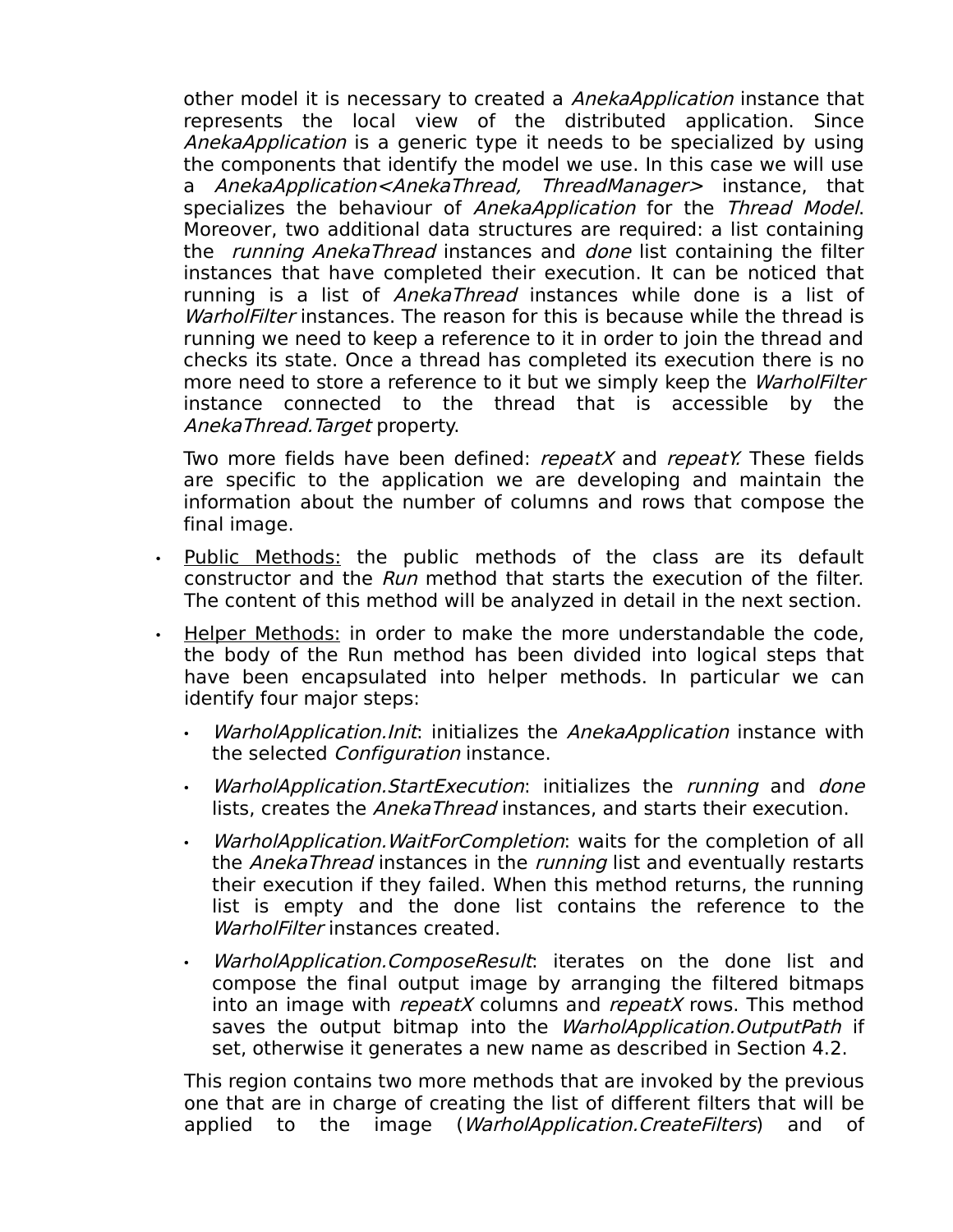other model it is necessary to created a *AnekaApplication* instance that represents the local view of the distributed application. Since *AnekaApplication* is a generic type it needs to be specialized by using the components that identify the model we use. In this case we will use a *AnekaApplication<AnekaThread, ThreadManager>* instance, that specializes the behaviour of *AnekaApplication* for the *Thread Model*. Moreover, two additional data structures are required: a list containing the *running AnekaThread* instances and *done* list containing the filter instances that have completed their execution. It can be noticed that running is a list of *AnekaThread* instances while done is a list of *WarholFilter* instances. The reason for this is because while the thread is running we need to keep a reference to it in order to join the thread and checks its state. Once a thread has completed its execution there is no more need to store a reference to it but we simply keep the *WarholFilter* instance connected to the thread that is accessible by the *AnekaThread.Target* property.

Two more fields have been defined: *repeatX* and *repeatY.* These fields are specific to the application we are developing and maintain the information about the number of columns and rows that compose the final image.

- <u>Public Methods:</u> the public methods of the class are its default constructor and the *Run* method that starts the execution of the filter. The content of this method will be analyzed in detail in the next section.
- <u>Helper Methods:</u> in order to make the more understandable the code, the body of the Run method has been divided into logical steps that have been encapsulated into helper methods. In particular we can identify four major steps:
  - *WarholApplication.Init*: initializes the *AnekaApplication* instance with the selected *Configuration* instance.
  - *WarholApplication.StartExecution*: initializes the *running* and *done* lists, creates the *AnekaThread* instances, and starts their execution.
  - *WarholApplication.WaitForCompletion*: waits for the completion of all the *AnekaThread* instances in the *running* list and eventually restarts their execution if they failed. When this method returns, the running list is empty and the done list contains the reference to the *WarholFilter* instances created.
  - *WarholApplication.ComposeResult*: iterates on the done list and compose the final output image by arranging the filtered bitmaps into an image with *repeatX* columns and *repeatX* rows. This method saves the output bitmap into the *WarholApplication.OutputPath* if set, otherwise it generates a new name as described in Section 4.2.

  This region contains two more methods that are invoked by the previous one that are in charge of creating the list of different filters that will be applied to the image (*WarholApplication.CreateFilters*) and of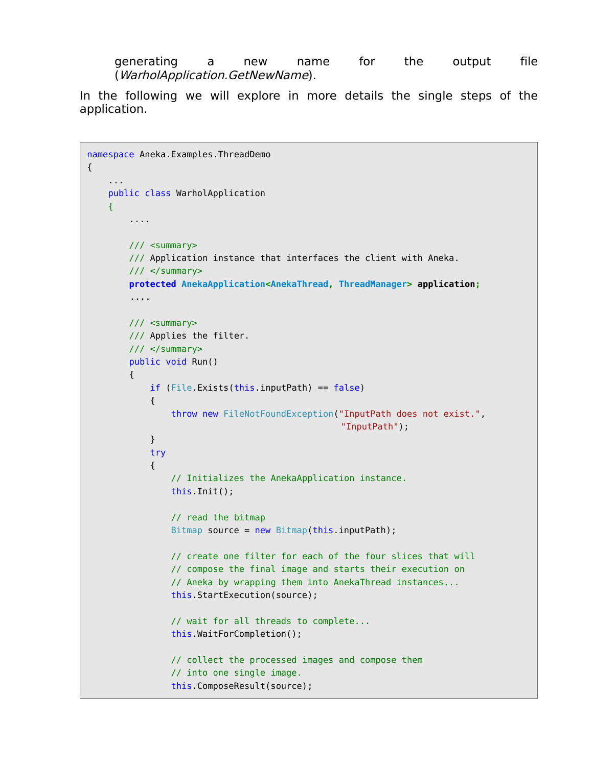generating a new name for the output file (*WarholApplication.GetNewName*).

In the following we will explore in more details the single steps of the application.

```
namespace Aneka.Examples.ThreadDemo
{
    ...
    public class WarholApplication
    {
        ....

        /// <summary>
        /// Application instance that interfaces the client with Aneka.
        /// </summary>
        protected AnekaApplication<AnekaThread, ThreadManager> application;
        ....

        /// <summary>
        /// Applies the filter.
        /// </summary>
        public void Run()
        {
            if (File.Exists(this.inputPath) == false)
            {
                throw new FileNotFoundException("InputPath does not exist.",
                                                "InputPath");
            }
            try
            {
                // Initializes the AnekaApplication instance.
                this.Init();

                // read the bitmap
                Bitmap source = new Bitmap(this.inputPath);

                // create one filter for each of the four slices that will
                // compose the final image and starts their execution on
                // Aneka by wrapping them into AnekaThread instances...
                this.StartExecution(source);

                // wait for all threads to complete...
                this.WaitForCompletion();

                // collect the processed images and compose them
                // into one single image.
                this.ComposeResult(source);
```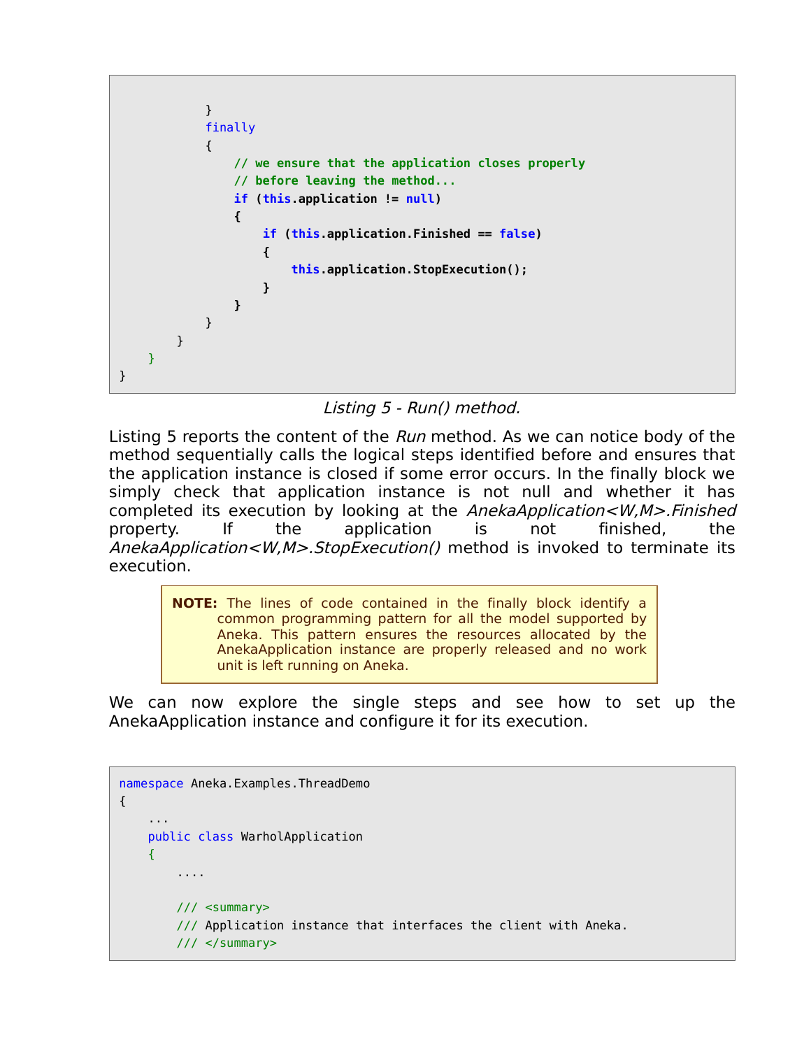```
            }
            finally
            {
                // we ensure that the application closes properly
                // before leaving the method...
                if (this.application != null)
                {
                    if (this.application.Finished == false)
                    {
                        this.application.StopExecution();
                    }
                }
            }
        }
    }
}
```

*Listing 5 - Run() method.*

Listing 5 reports the content of the *Run* method. As we can notice body of the method sequentially calls the logical steps identified before and ensures that the application instance is closed if some error occurs. In the finally block we simply check that application instance is not null and whether it has completed its execution by looking at the *AnekaApplication<W,M>.Finished* property. If the application is not finished, the *AnekaApplication<W,M>.StopExecution()* method is invoked to terminate its execution.

> **NOTE:** The lines of code contained in the finally block identify a common programming pattern for all the model supported by Aneka. This pattern ensures the resources allocated by the AnekaApplication instance are properly released and no work unit is left running on Aneka.

We can now explore the single steps and see how to set up the AnekaApplication instance and configure it for its execution.

```
namespace Aneka.Examples.ThreadDemo
{
    ...
    public class WarholApplication
    {
        ....

        /// <summary>
        /// Application instance that interfaces the client with Aneka.
        /// </summary>
```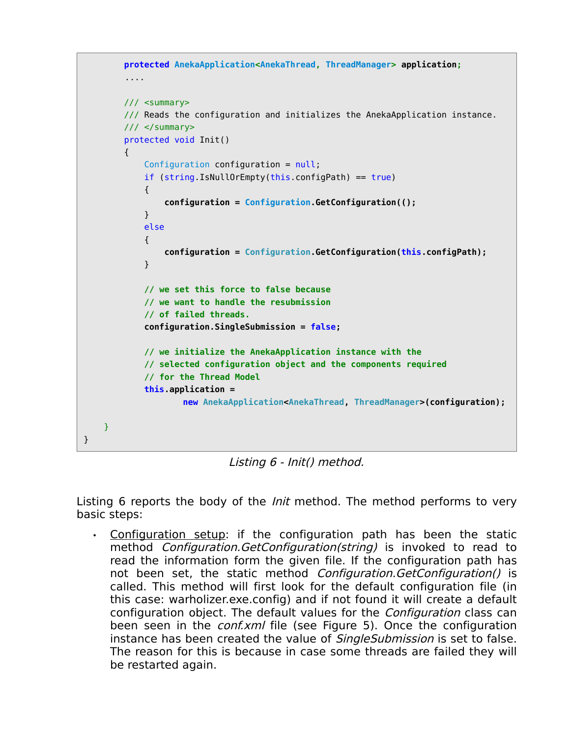```
        protected AnekaApplication<AnekaThread, ThreadManager> application;
        ....

        /// <summary>
        /// Reads the configuration and initializes the AnekaApplication instance.
        /// </summary>
        protected void Init()
        {
            Configuration configuration = null;
            if (string.IsNullOrEmpty(this.configPath) == true)
            {
                configuration = Configuration.GetConfiguration(();
            }
            else
            {
                configuration = Configuration.GetConfiguration(this.configPath);
            }

            // we set this force to false because
            // we want to handle the resubmission
            // of failed threads.
            configuration.SingleSubmission = false;

            // we initialize the AnekaApplication instance with the
            // selected configuration object and the components required
            // for the Thread Model
            this.application =
                    new AnekaApplication<AnekaThread, ThreadManager>(configuration);

    }
}
```

*Listing 6 - Init() method.*

Listing 6 reports the body of the *Init* method. The method performs to very basic steps:

- Configuration setup: if the configuration path has been the static method *Configuration.GetConfiguration(string)* is invoked to read to read the information form the given file. If the configuration path has not been set, the static method *Configuration.GetConfiguration()* is called. This method will first look for the default configuration file (in this case: warholizer.exe.config) and if not found it will create a default configuration object. The default values for the *Configuration* class can been seen in the *conf.xml* file (see Figure 5). Once the configuration instance has been created the value of *SingleSubmission* is set to false. The reason for this is because in case some threads are failed they will be restarted again.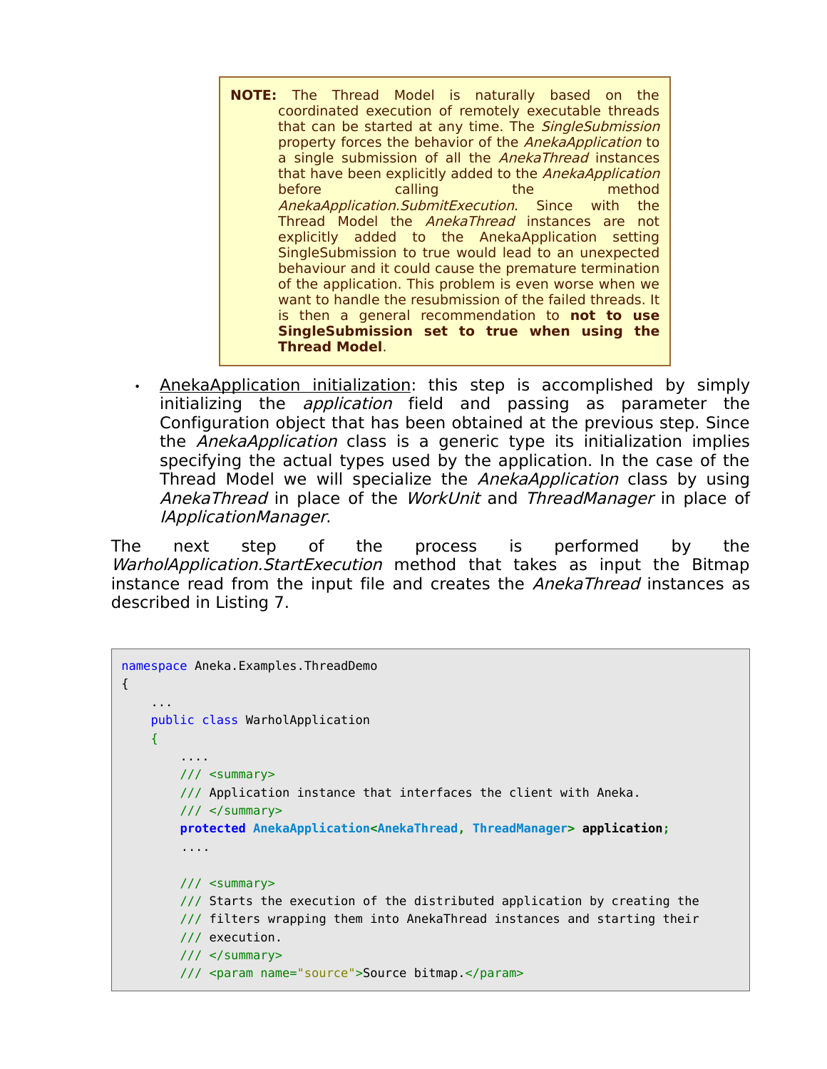> **NOTE:** The Thread Model is naturally based on the coordinated execution of remotely executable threads that can be started at any time. The *SingleSubmission* property forces the behavior of the *AnekaApplication* to a single submission of all the *AnekaThread* instances that have been explicitly added to the *AnekaApplication* before calling the method *AnekaApplication.SubmitExecution*. Since with the Thread Model the *AnekaThread* instances are not explicitly added to the AnekaApplication setting SingleSubmission to true would lead to an unexpected behaviour and it could cause the premature termination of the application. This problem is even worse when we want to handle the resubmission of the failed threads. It is then a general recommendation to **not to use SingleSubmission set to true when using the Thread Model**.

- <u>AnekaApplication initialization</u>: this step is accomplished by simply initializing the *application* field and passing as parameter the Configuration object that has been obtained at the previous step. Since the *AnekaApplication* class is a generic type its initialization implies specifying the actual types used by the application. In the case of the Thread Model we will specialize the *AnekaApplication* class by using *AnekaThread* in place of the *WorkUnit* and *ThreadManager* in place of *IApplicationManager*.

The next step of the process is performed by the *WarholApplication.StartExecution* method that takes as input the Bitmap instance read from the input file and creates the *AnekaThread* instances as described in Listing 7.

```
namespace Aneka.Examples.ThreadDemo
{
    ...
    public class WarholApplication
    {
        ....
        /// <summary>
        /// Application instance that interfaces the client with Aneka.
        /// </summary>
        protected AnekaApplication<AnekaThread, ThreadManager> application;
        ....

        /// <summary>
        /// Starts the execution of the distributed application by creating the
        /// filters wrapping them into AnekaThread instances and starting their
        /// execution.
        /// </summary>
        /// <param name="source">Source bitmap.</param>
```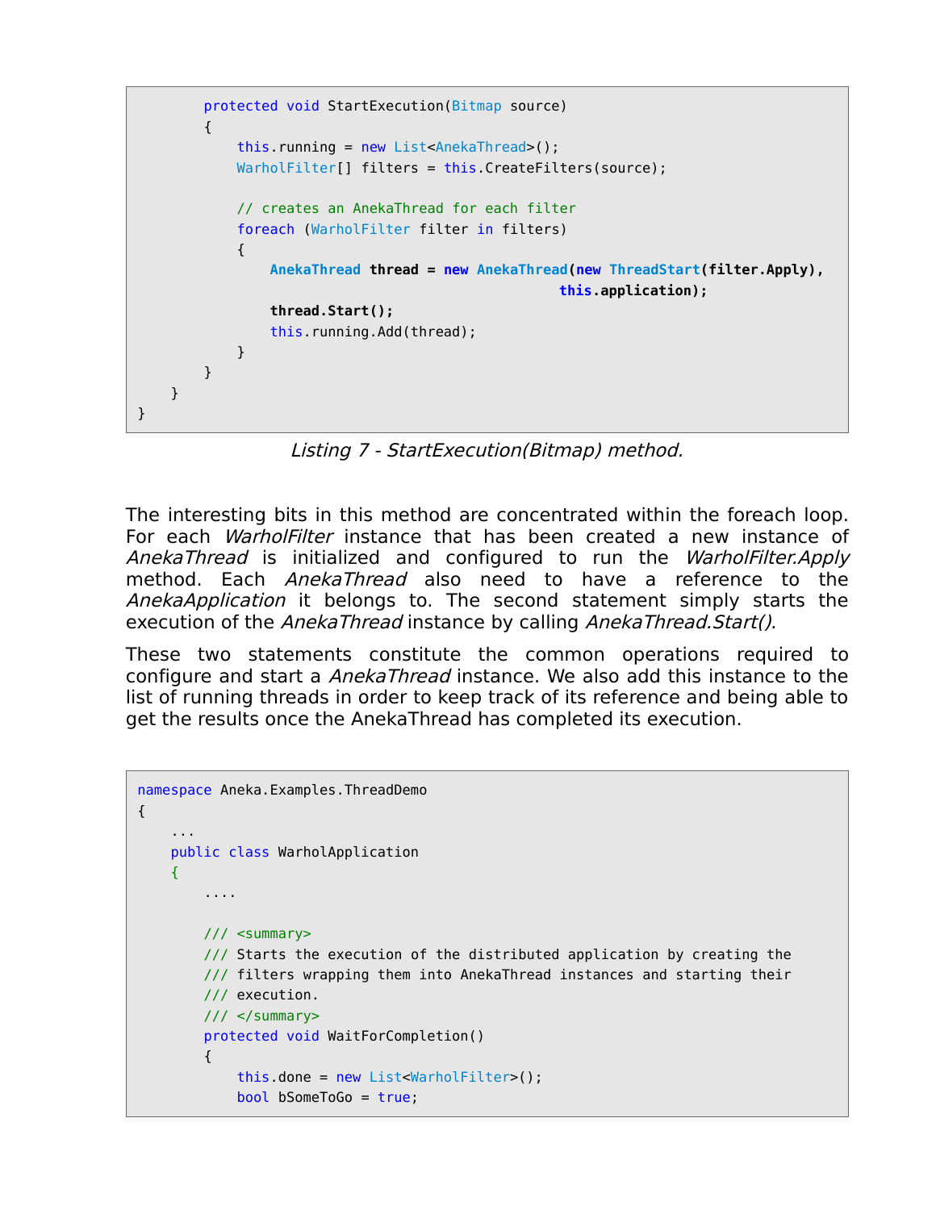```
        protected void StartExecution(Bitmap source)
        {
            this.running = new List<AnekaThread>();
            WarholFilter[] filters = this.CreateFilters(source);

            // creates an AnekaThread for each filter
            foreach (WarholFilter filter in filters)
            {
                AnekaThread thread = new AnekaThread(new ThreadStart(filter.Apply),
                                                     this.application);
                thread.Start();
                this.running.Add(thread);
            }
        }
    }
}
```

*Listing 7 - StartExecution(Bitmap) method.*

The interesting bits in this method are concentrated within the foreach loop. For each *WarholFilter* instance that has been created a new instance of *AnekaThread* is initialized and configured to run the *WarholFilter.Apply* method. Each *AnekaThread* also need to have a reference to the *AnekaApplication* it belongs to. The second statement simply starts the execution of the *AnekaThread* instance by calling *AnekaThread.Start()*.

These two statements constitute the common operations required to configure and start a *AnekaThread* instance. We also add this instance to the list of running threads in order to keep track of its reference and being able to get the results once the AnekaThread has completed its execution.

```
namespace Aneka.Examples.ThreadDemo
{
    ...
    public class WarholApplication
    {
        ....

        /// <summary>
        /// Starts the execution of the distributed application by creating the
        /// filters wrapping them into AnekaThread instances and starting their
        /// execution.
        /// </summary>
        protected void WaitForCompletion()
        {
            this.done = new List<WarholFilter>();
            bool bSomeToGo = true;
```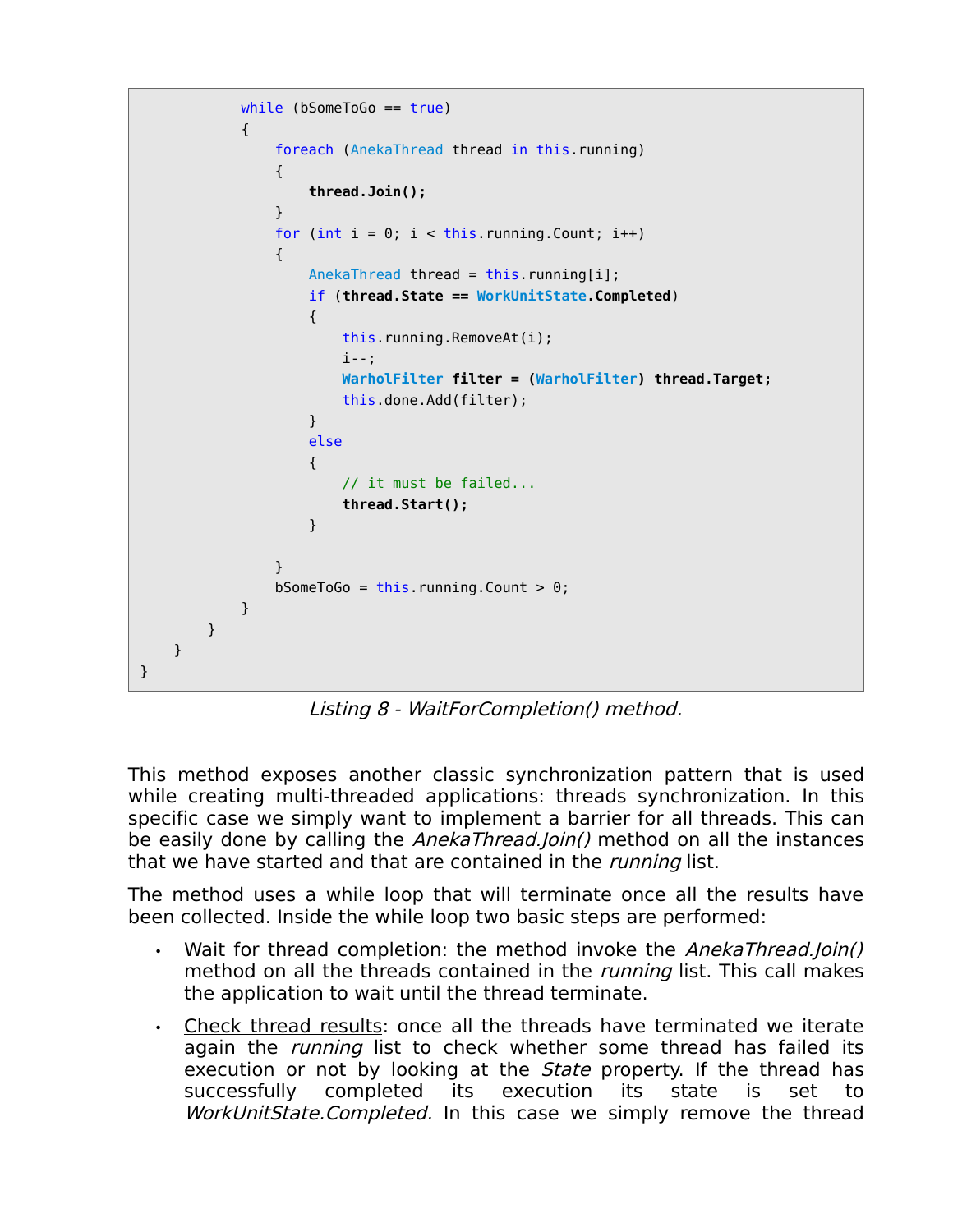```
            while (bSomeToGo == true)
            {
                foreach (AnekaThread thread in this.running)
                {
                    thread.Join();
                }
                for (int i = 0; i < this.running.Count; i++)
                {
                    AnekaThread thread = this.running[i];
                    if (thread.State == WorkUnitState.Completed)
                    {
                        this.running.RemoveAt(i);
                        i--;
                        WarholFilter filter = (WarholFilter) thread.Target;
                        this.done.Add(filter);
                    }
                    else
                    {
                        // it must be failed...
                        thread.Start();
                    }

                }
                bSomeToGo = this.running.Count > 0;
            }
        }
    }
}
```

*Listing 8 - WaitForCompletion() method.*

This method exposes another classic synchronization pattern that is used while creating multi-threaded applications: threads synchronization. In this specific case we simply want to implement a barrier for all threads. This can be easily done by calling the *AnekaThread.Join()* method on all the instances that we have started and that are contained in the *running* list.

The method uses a while loop that will terminate once all the results have been collected. Inside the while loop two basic steps are performed:

- Wait for thread completion: the method invoke the *AnekaThread.Join()* method on all the threads contained in the *running* list. This call makes the application to wait until the thread terminate.
- Check thread results: once all the threads have terminated we iterate again the *running* list to check whether some thread has failed its execution or not by looking at the *State* property. If the thread has successfully completed its execution its state is set to *WorkUnitState.Completed.* In this case we simply remove the thread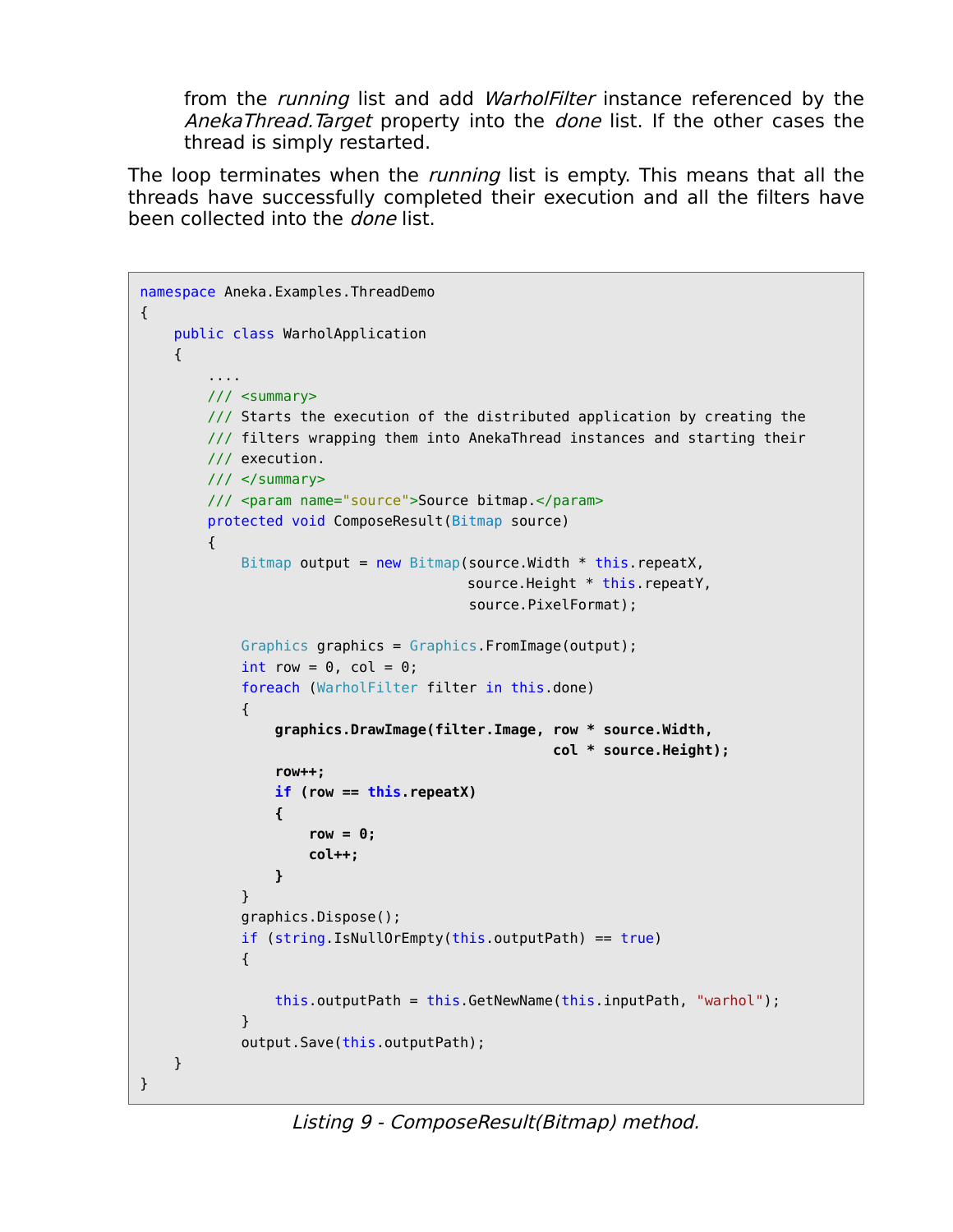from the *running* list and add *WarholFilter* instance referenced by the *AnekaThread.Target* property into the *done* list. If the other cases the thread is simply restarted.

The loop terminates when the *running* list is empty. This means that all the threads have successfully completed their execution and all the filters have been collected into the *done* list.

```
namespace Aneka.Examples.ThreadDemo
{
    public class WarholApplication
    {
        ....
        /// <summary>
        /// Starts the execution of the distributed application by creating the
        /// filters wrapping them into AnekaThread instances and starting their
        /// execution.
        /// </summary>
        /// <param name="source">Source bitmap.</param>
        protected void ComposeResult(Bitmap source)
        {
            Bitmap output = new Bitmap(source.Width * this.repeatX,
                                       source.Height * this.repeatY,
                                       source.PixelFormat);

            Graphics graphics = Graphics.FromImage(output);
            int row = 0, col = 0;
            foreach (WarholFilter filter in this.done)
            {
                graphics.DrawImage(filter.Image, row * source.Width,
                                                 col * source.Height);
                row++;
                if (row == this.repeatX)
                {
                    row = 0;
                    col++;
                }
            }
            graphics.Dispose();
            if (string.IsNullOrEmpty(this.outputPath) == true)
            {

                this.outputPath = this.GetNewName(this.inputPath, "warhol");
            }
            output.Save(this.outputPath);
    }
}
```

*Listing 9 - ComposeResult(Bitmap) method.*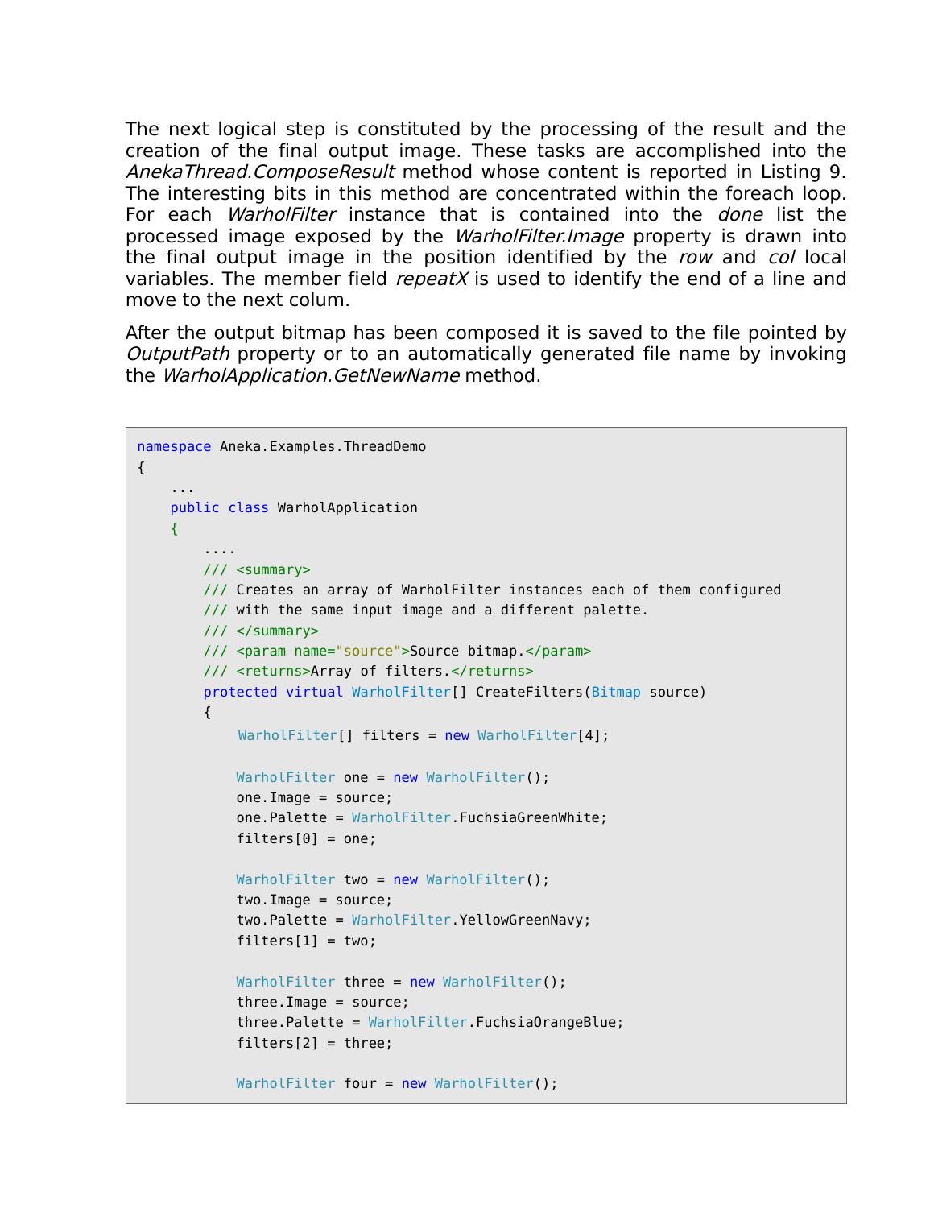The next logical step is constituted by the processing of the result and the creation of the final output image. These tasks are accomplished into the *AnekaThread.ComposeResult* method whose content is reported in Listing 9. The interesting bits in this method are concentrated within the foreach loop. For each *WarholFilter* instance that is contained into the *done* list the processed image exposed by the *WarholFilter.Image* property is drawn into the final output image in the position identified by the *row* and *col* local variables. The member field *repeatX* is used to identify the end of a line and move to the next colum.

After the output bitmap has been composed it is saved to the file pointed by *OutputPath* property or to an automatically generated file name by invoking the *WarholApplication.GetNewName* method.

```
namespace Aneka.Examples.ThreadDemo
{
    ...
    public class WarholApplication
    {
        ....
        /// <summary>
        /// Creates an array of WarholFilter instances each of them configured
        /// with the same input image and a different palette.
        /// </summary>
        /// <param name="source">Source bitmap.</param>
        /// <returns>Array of filters.</returns>
        protected virtual WarholFilter[] CreateFilters(Bitmap source)
        {
            WarholFilter[] filters = new WarholFilter[4];

            WarholFilter one = new WarholFilter();
            one.Image = source;
            one.Palette = WarholFilter.FuchsiaGreenWhite;
            filters[0] = one;

            WarholFilter two = new WarholFilter();
            two.Image = source;
            two.Palette = WarholFilter.YellowGreenNavy;
            filters[1] = two;

            WarholFilter three = new WarholFilter();
            three.Image = source;
            three.Palette = WarholFilter.FuchsiaOrangeBlue;
            filters[2] = three;

            WarholFilter four = new WarholFilter();
```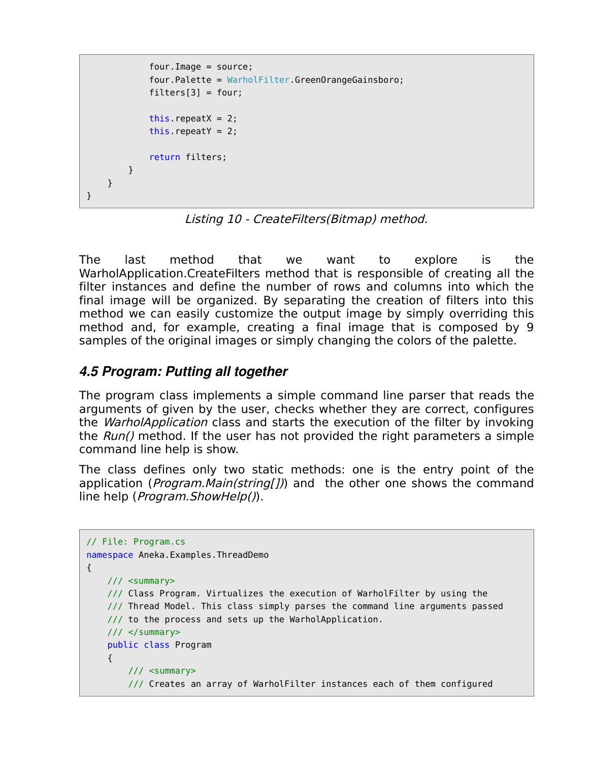```
            four.Image = source;
            four.Palette = WarholFilter.GreenOrangeGainsboro;
            filters[3] = four;

            this.repeatX = 2;
            this.repeatY = 2;

            return filters;
        }
    }
}
```

*Listing 10 - CreateFilters(Bitmap) method.*

The last method that we want to explore is the WarholApplication.CreateFilters method that is responsible of creating all the filter instances and define the number of rows and columns into which the final image will be organized. By separating the creation of filters into this method we can easily customize the output image by simply overriding this method and, for example, creating a final image that is composed by 9 samples of the original images or simply changing the colors of the palette.

### *4.5 Program: Putting all together*

The program class implements a simple command line parser that reads the arguments of given by the user, checks whether they are correct, configures the *WarholApplication* class and starts the execution of the filter by invoking the *Run()* method. If the user has not provided the right parameters a simple command line help is show.

The class defines only two static methods: one is the entry point of the application (*Program.Main(string[])*) and the other one shows the command line help (*Program.ShowHelp()*).

```
// File: Program.cs
namespace Aneka.Examples.ThreadDemo
{
    /// <summary>
    /// Class Program. Virtualizes the execution of WarholFilter by using the
    /// Thread Model. This class simply parses the command line arguments passed
    /// to the process and sets up the WarholApplication.
    /// </summary>
    public class Program
    {
        /// <summary>
        /// Creates an array of WarholFilter instances each of them configured
```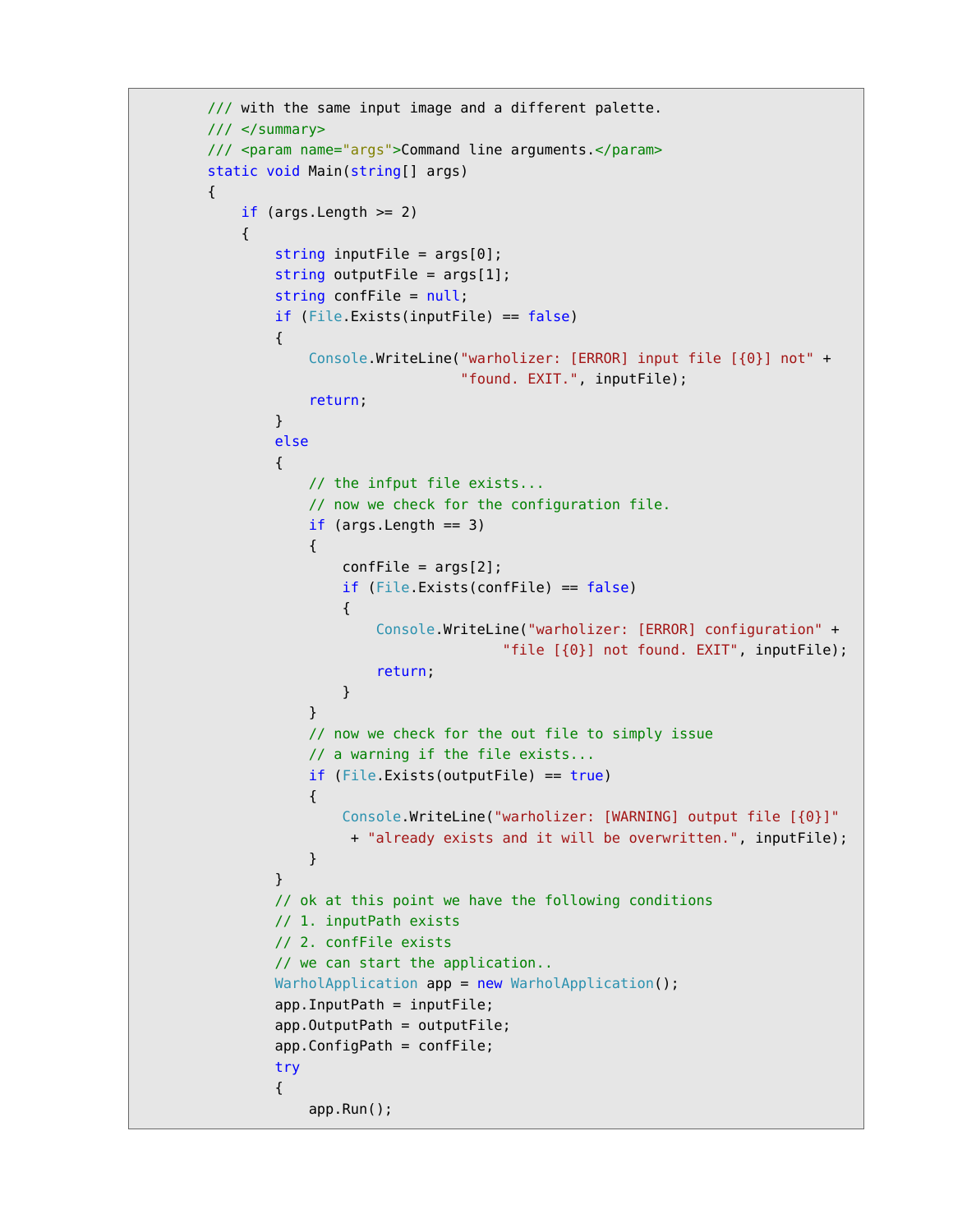```
        /// with the same input image and a different palette.
        /// </summary>
        /// <param name="args">Command line arguments.</param>
        static void Main(string[] args)
        {
            if (args.Length >= 2)
            {
                string inputFile = args[0];
                string outputFile = args[1];
                string confFile = null;
                if (File.Exists(inputFile) == false)
                {
                    Console.WriteLine("warholizer: [ERROR] input file [{0}] not" +
                                      "found. EXIT.", inputFile);
                    return;
                }
                else
                {
                    // the infput file exists...
                    // now we check for the configuration file.
                    if (args.Length == 3)
                    {
                        confFile = args[2];
                        if (File.Exists(confFile) == false)
                        {
                            Console.WriteLine("warholizer: [ERROR] configuration" +
                                              "file [{0}] not found. EXIT", inputFile);
                            return;
                        }
                    }
                    // now we check for the out file to simply issue
                    // a warning if the file exists...
                    if (File.Exists(outputFile) == true)
                    {
                        Console.WriteLine("warholizer: [WARNING] output file [{0}]"
                         + "already exists and it will be overwritten.", inputFile);
                    }
                }
                // ok at this point we have the following conditions
                // 1. inputPath exists
                // 2. confFile exists
                // we can start the application..
                WarholApplication app = new WarholApplication();
                app.InputPath = inputFile;
                app.OutputPath = outputFile;
                app.ConfigPath = confFile;
                try
                {
                    app.Run();
```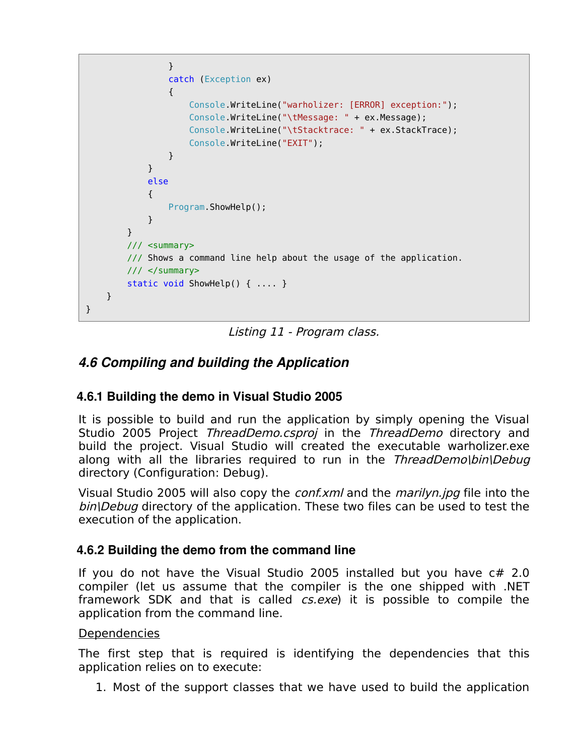```
            }
            catch (Exception ex)
            {
                Console.WriteLine("warholizer: [ERROR] exception:");
                Console.WriteLine("\tMessage: " + ex.Message);
                Console.WriteLine("\tStacktrace: " + ex.StackTrace);
                Console.WriteLine("EXIT");
            }
        }
        else
        {
            Program.ShowHelp();
        }
    }
    /// <summary>
    /// Shows a command line help about the usage of the application.
    /// </summary>
    static void ShowHelp() { .... }
  }
}
```

*Listing 11 - Program class.*

## *4.6 Compiling and building the Application*

### 4.6.1 Building the demo in Visual Studio 2005

It is possible to build and run the application by simply opening the Visual Studio 2005 Project *ThreadDemo.csproj* in the *ThreadDemo* directory and build the project. Visual Studio will created the executable warholizer.exe along with all the libraries required to run in the *ThreadDemo\bin\Debug* directory (Configuration: Debug).

Visual Studio 2005 will also copy the *conf.xml* and the *marilyn.jpg* file into the *bin\Debug* directory of the application. These two files can be used to test the execution of the application.

### 4.6.2 Building the demo from the command line

If you do not have the Visual Studio 2005 installed but you have c# 2.0 compiler (let us assume that the compiler is the one shipped with .NET framework SDK and that is called *cs.exe*) it is possible to compile the application from the command line.

<u>Dependencies</u>

The first step that is required is identifying the dependencies that this application relies on to execute:

1. Most of the support classes that we have used to build the application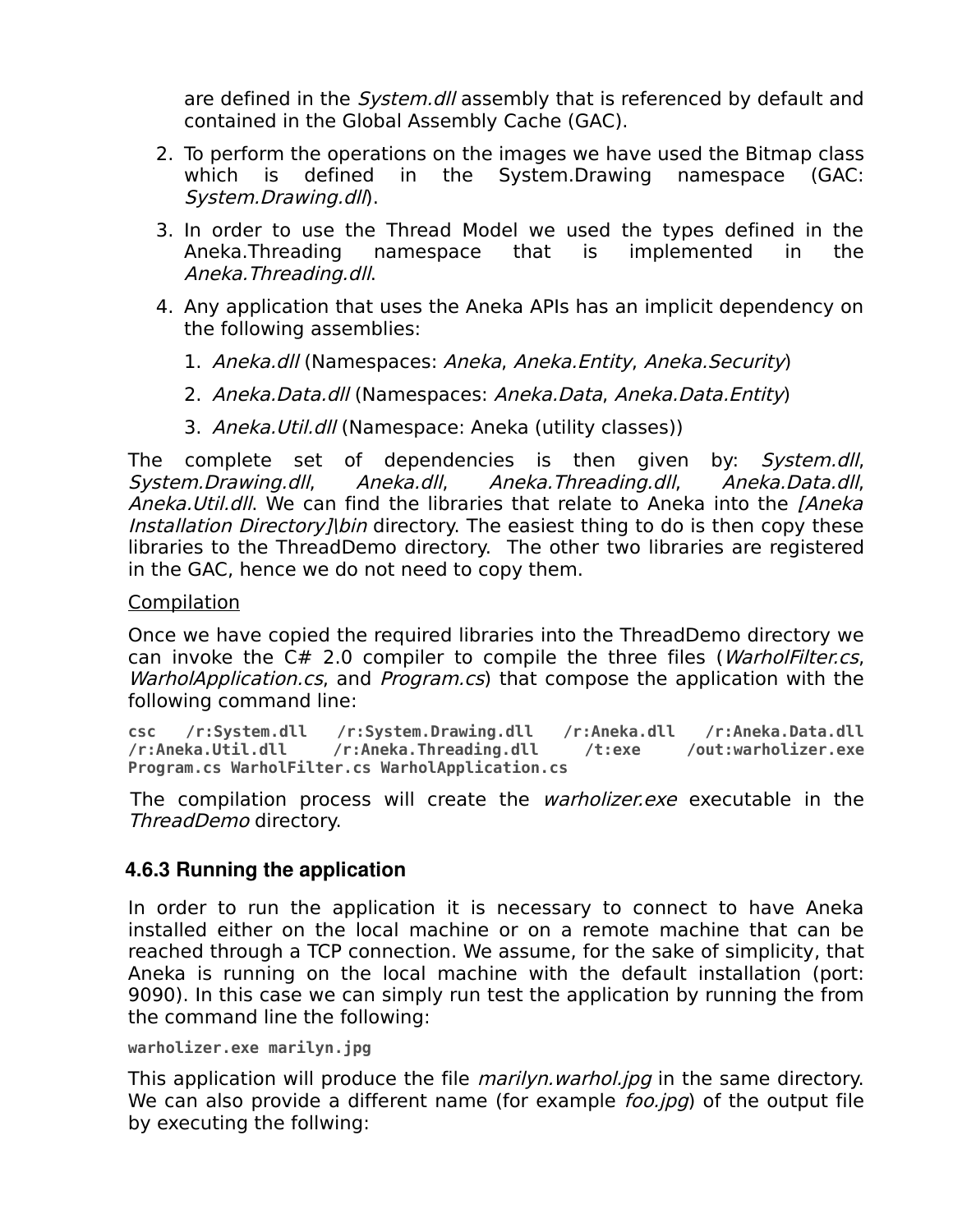are defined in the *System.dll* assembly that is referenced by default and contained in the Global Assembly Cache (GAC).

2. To perform the operations on the images we have used the Bitmap class which is defined in the System.Drawing namespace (GAC: *System.Drawing.dll*).
3. In order to use the Thread Model we used the types defined in the Aneka.Threading namespace that is implemented in the *Aneka.Threading.dll*.
4. Any application that uses the Aneka APIs has an implicit dependency on the following assemblies:
   1. *Aneka.dll* (Namespaces: *Aneka*, *Aneka.Entity*, *Aneka.Security*)
   2. *Aneka.Data.dll* (Namespaces: *Aneka.Data*, *Aneka.Data.Entity*)
   3. *Aneka.Util.dll* (Namespace: Aneka (utility classes))

The complete set of dependencies is then given by: *System.dll*, *System.Drawing.dll*, *Aneka.dll*, *Aneka.Threading.dll*, *Aneka.Data.dll*, *Aneka.Util.dll*. We can find the libraries that relate to Aneka into the *[Aneka Installation Directory]\bin* directory. The easiest thing to do is then copy these libraries to the ThreadDemo directory. The other two libraries are registered in the GAC, hence we do not need to copy them.

<u>Compilation</u>

Once we have copied the required libraries into the ThreadDemo directory we can invoke the C# 2.0 compiler to compile the three files (*WarholFilter.cs*, *WarholApplication.cs*, and *Program.cs*) that compose the application with the following command line:

```
csc /r:System.dll /r:System.Drawing.dll /r:Aneka.dll /r:Aneka.Data.dll
/r:Aneka.Util.dll /r:Aneka.Threading.dll /t:exe /out:warholizer.exe
Program.cs WarholFilter.cs WarholApplication.cs
```

The compilation process will create the *warholizer.exe* executable in the *ThreadDemo* directory.

### 4.6.3 Running the application

In order to run the application it is necessary to connect to have Aneka installed either on the local machine or on a remote machine that can be reached through a TCP connection. We assume, for the sake of simplicity, that Aneka is running on the local machine with the default installation (port: 9090). In this case we can simply run test the application by running the from the command line the following:

```
warholizer.exe marilyn.jpg
```

This application will produce the file *marilyn.warhol.jpg* in the same directory. We can also provide a different name (for example *foo.jpg*) of the output file by executing the follwing: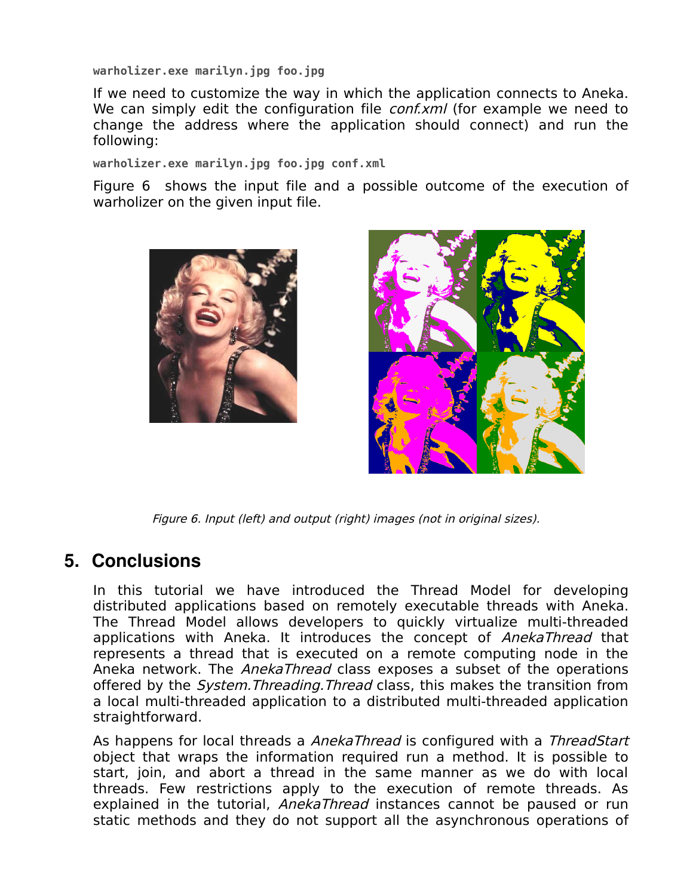```
warholizer.exe marilyn.jpg foo.jpg
```

If we need to customize the way in which the application connects to Aneka. We can simply edit the configuration file *conf.xml* (for example we need to change the address where the application should connect) and run the following:

```
warholizer.exe marilyn.jpg foo.jpg conf.xml
```

Figure 6 shows the input file and a possible outcome of the execution of warholizer on the given input file.

*Figure 6. Input (left) and output (right) images (not in original sizes).*

## 5. Conclusions

In this tutorial we have introduced the Thread Model for developing distributed applications based on remotely executable threads with Aneka. The Thread Model allows developers to quickly virtualize multi-threaded applications with Aneka. It introduces the concept of *AnekaThread* that represents a thread that is executed on a remote computing node in the Aneka network. The *AnekaThread* class exposes a subset of the operations offered by the *System.Threading.Thread* class, this makes the transition from a local multi-threaded application to a distributed multi-threaded application straightforward.

As happens for local threads a *AnekaThread* is configured with a *ThreadStart* object that wraps the information required run a method. It is possible to start, join, and abort a thread in the same manner as we do with local threads. Few restrictions apply to the execution of remote threads. As explained in the tutorial, *AnekaThread* instances cannot be paused or run static methods and they do not support all the asynchronous operations of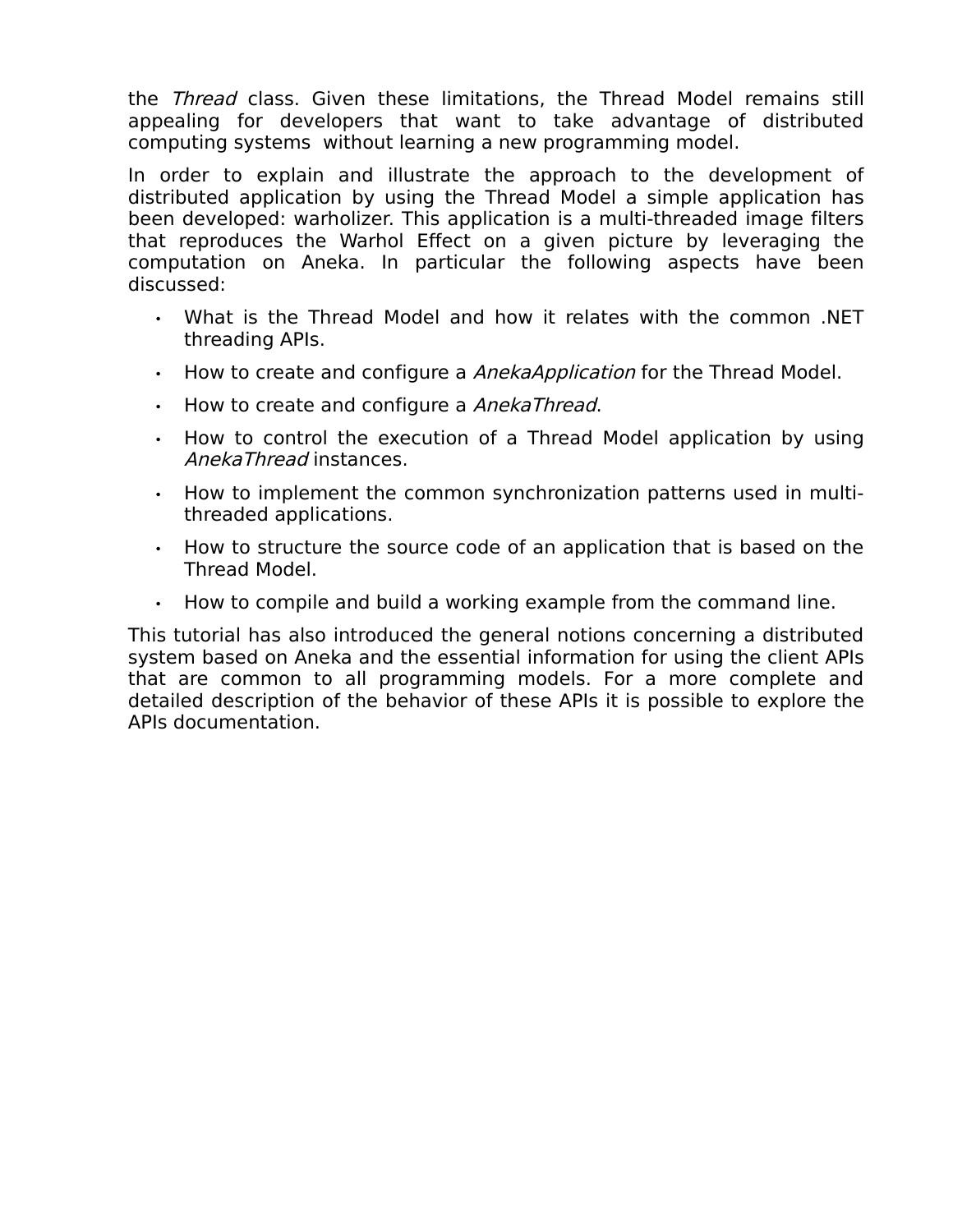the *Thread* class. Given these limitations, the Thread Model remains still appealing for developers that want to take advantage of distributed computing systems without learning a new programming model.

In order to explain and illustrate the approach to the development of distributed application by using the Thread Model a simple application has been developed: warholizer. This application is a multi-threaded image filters that reproduces the Warhol Effect on a given picture by leveraging the computation on Aneka. In particular the following aspects have been discussed:

- What is the Thread Model and how it relates with the common .NET threading APIs.
- How to create and configure a *AnekaApplication* for the Thread Model.
- How to create and configure a *AnekaThread*.
- How to control the execution of a Thread Model application by using *AnekaThread* instances.
- How to implement the common synchronization patterns used in multi-threaded applications.
- How to structure the source code of an application that is based on the Thread Model.
- How to compile and build a working example from the command line.

This tutorial has also introduced the general notions concerning a distributed system based on Aneka and the essential information for using the client APIs that are common to all programming models. For a more complete and detailed description of the behavior of these APIs it is possible to explore the APIs documentation.